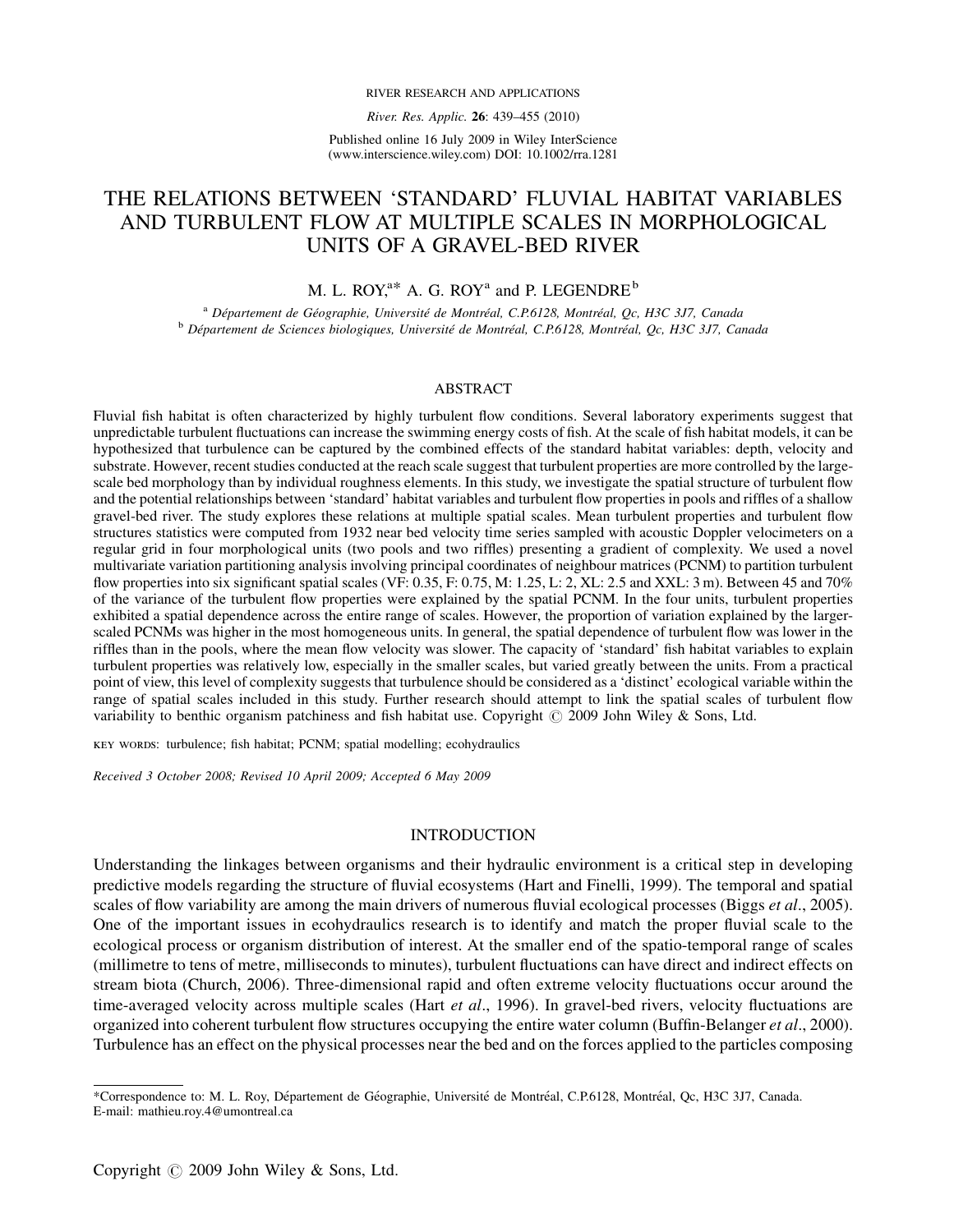# THE RELATIONS BETWEEN 'STANDARD' FLUVIAL HABITAT VARIABLES AND TURBULENT FLOW AT MULTIPLE SCALES IN MORPHOLOGICAL UNITS OF A GRAVEL-BED RIVER

M. L. ROY,[a]* A. G. ROY[a] and P. LEGENDRE[b]

[a] *Département de Géographie, Université de Montréal, C.P.6128, Montréal, Qc, H3C 3J7, Canada*
[b] *Département de Sciences biologiques, Université de Montréal, C.P.6128, Montréal, Qc, H3C 3J7, Canada*

## ABSTRACT

Fluvial fish habitat is often characterized by highly turbulent flow conditions. Several laboratory experiments suggest that unpredictable turbulent fluctuations can increase the swimming energy costs of fish. At the scale of fish habitat models, it can be hypothesized that turbulence can be captured by the combined effects of the standard habitat variables: depth, velocity and substrate. However, recent studies conducted at the reach scale suggest that turbulent properties are more controlled by the large-scale bed morphology than by individual roughness elements. In this study, we investigate the spatial structure of turbulent flow and the potential relationships between 'standard' habitat variables and turbulent flow properties in pools and riffles of a shallow gravel-bed river. The study explores these relations at multiple spatial scales. Mean turbulent properties and turbulent flow structures statistics were computed from 1932 near bed velocity time series sampled with acoustic Doppler velocimeters on a regular grid in four morphological units (two pools and two riffles) presenting a gradient of complexity. We used a novel multivariate variation partitioning analysis involving principal coordinates of neighbour matrices (PCNM) to partition turbulent flow properties into six significant spatial scales (VF: 0.35, F: 0.75, M: 1.25, L: 2, XL: 2.5 and XXL: 3 m). Between 45 and 70% of the variance of the turbulent flow properties were explained by the spatial PCNM. In the four units, turbulent properties exhibited a spatial dependence across the entire range of scales. However, the proportion of variation explained by the larger-scaled PCNMs was higher in the most homogeneous units. In general, the spatial dependence of turbulent flow was lower in the riffles than in the pools, where the mean flow velocity was slower. The capacity of 'standard' fish habitat variables to explain turbulent properties was relatively low, especially in the smaller scales, but varied greatly between the units. From a practical point of view, this level of complexity suggests that turbulence should be considered as a 'distinct' ecological variable within the range of spatial scales included in this study. Further research should attempt to link the spatial scales of turbulent flow variability to benthic organism patchiness and fish habitat use. Copyright © 2009 John Wiley & Sons, Ltd.

KEY WORDS: turbulence; fish habitat; PCNM; spatial modelling; ecohydraulics

*Received 3 October 2008; Revised 10 April 2009; Accepted 6 May 2009*

## INTRODUCTION

Understanding the linkages between organisms and their hydraulic environment is a critical step in developing predictive models regarding the structure of fluvial ecosystems (Hart and Finelli, 1999). The temporal and spatial scales of flow variability are among the main drivers of numerous fluvial ecological processes (Biggs *et al*., 2005). One of the important issues in ecohydraulics research is to identify and match the proper fluvial scale to the ecological process or organism distribution of interest. At the smaller end of the spatio-temporal range of scales (millimetre to tens of metre, milliseconds to minutes), turbulent fluctuations can have direct and indirect effects on stream biota (Church, 2006). Three-dimensional rapid and often extreme velocity fluctuations occur around the time-averaged velocity across multiple scales (Hart *et al*., 1996). In gravel-bed rivers, velocity fluctuations are organized into coherent turbulent flow structures occupying the entire water column (Buffin-Belanger *et al*., 2000). Turbulence has an effect on the physical processes near the bed and on the forces applied to the particles composing

*Correspondence to: M. L. Roy, Département de Géographie, Université de Montréal, C.P.6128, Montréal, Qc, H3C 3J7, Canada.
E-mail: mathieu.roy.4@umontreal.ca

Copyright © 2009 John Wiley & Sons, Ltd.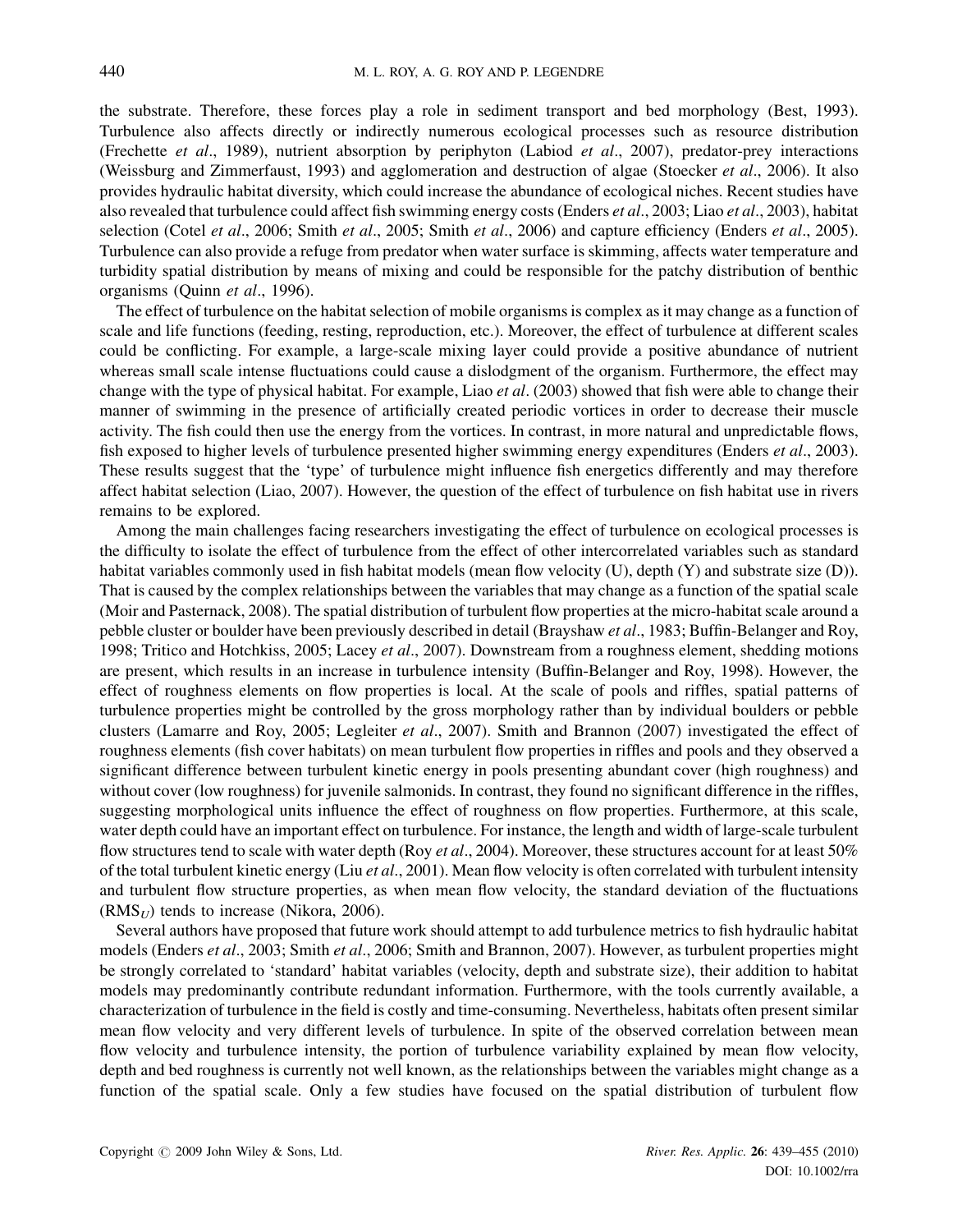the substrate. Therefore, these forces play a role in sediment transport and bed morphology (Best, 1993). Turbulence also affects directly or indirectly numerous ecological processes such as resource distribution (Frechette *et al*., 1989), nutrient absorption by periphyton (Labiod *et al*., 2007), predator-prey interactions (Weissburg and Zimmerfaust, 1993) and agglomeration and destruction of algae (Stoecker *et al*., 2006). It also provides hydraulic habitat diversity, which could increase the abundance of ecological niches. Recent studies have also revealed that turbulence could affect fish swimming energy costs (Enders *et al*., 2003; Liao *et al*., 2003), habitat selection (Cotel *et al*., 2006; Smith *et al*., 2005; Smith *et al*., 2006) and capture efficiency (Enders *et al*., 2005). Turbulence can also provide a refuge from predator when water surface is skimming, affects water temperature and turbidity spatial distribution by means of mixing and could be responsible for the patchy distribution of benthic organisms (Quinn *et al*., 1996).

The effect of turbulence on the habitat selection of mobile organisms is complex as it may change as a function of scale and life functions (feeding, resting, reproduction, etc.). Moreover, the effect of turbulence at different scales could be conflicting. For example, a large-scale mixing layer could provide a positive abundance of nutrient whereas small scale intense fluctuations could cause a dislodgment of the organism. Furthermore, the effect may change with the type of physical habitat. For example, Liao *et al*. (2003) showed that fish were able to change their manner of swimming in the presence of artificially created periodic vortices in order to decrease their muscle activity. The fish could then use the energy from the vortices. In contrast, in more natural and unpredictable flows, fish exposed to higher levels of turbulence presented higher swimming energy expenditures (Enders *et al*., 2003). These results suggest that the 'type' of turbulence might influence fish energetics differently and may therefore affect habitat selection (Liao, 2007). However, the question of the effect of turbulence on fish habitat use in rivers remains to be explored.

Among the main challenges facing researchers investigating the effect of turbulence on ecological processes is the difficulty to isolate the effect of turbulence from the effect of other intercorrelated variables such as standard habitat variables commonly used in fish habitat models (mean flow velocity (U), depth (Y) and substrate size (D)). That is caused by the complex relationships between the variables that may change as a function of the spatial scale (Moir and Pasternack, 2008). The spatial distribution of turbulent flow properties at the micro-habitat scale around a pebble cluster or boulder have been previously described in detail (Brayshaw *et al*., 1983; Buffin-Belanger and Roy, 1998; Tritico and Hotchkiss, 2005; Lacey *et al*., 2007). Downstream from a roughness element, shedding motions are present, which results in an increase in turbulence intensity (Buffin-Belanger and Roy, 1998). However, the effect of roughness elements on flow properties is local. At the scale of pools and riffles, spatial patterns of turbulence properties might be controlled by the gross morphology rather than by individual boulders or pebble clusters (Lamarre and Roy, 2005; Legleiter *et al*., 2007). Smith and Brannon (2007) investigated the effect of roughness elements (fish cover habitats) on mean turbulent flow properties in riffles and pools and they observed a significant difference between turbulent kinetic energy in pools presenting abundant cover (high roughness) and without cover (low roughness) for juvenile salmonids. In contrast, they found no significant difference in the riffles, suggesting morphological units influence the effect of roughness on flow properties. Furthermore, at this scale, water depth could have an important effect on turbulence. For instance, the length and width of large-scale turbulent flow structures tend to scale with water depth (Roy *et al*., 2004). Moreover, these structures account for at least 50% of the total turbulent kinetic energy (Liu *et al*., 2001). Mean flow velocity is often correlated with turbulent intensity and turbulent flow structure properties, as when mean flow velocity, the standard deviation of the fluctuations ($RMS_U$) tends to increase (Nikora, 2006).

Several authors have proposed that future work should attempt to add turbulence metrics to fish hydraulic habitat models (Enders *et al*., 2003; Smith *et al*., 2006; Smith and Brannon, 2007). However, as turbulent properties might be strongly correlated to 'standard' habitat variables (velocity, depth and substrate size), their addition to habitat models may predominantly contribute redundant information. Furthermore, with the tools currently available, a characterization of turbulence in the field is costly and time-consuming. Nevertheless, habitats often present similar mean flow velocity and very different levels of turbulence. In spite of the observed correlation between mean flow velocity and turbulence intensity, the portion of turbulence variability explained by mean flow velocity, depth and bed roughness is currently not well known, as the relationships between the variables might change as a function of the spatial scale. Only a few studies have focused on the spatial distribution of turbulent flow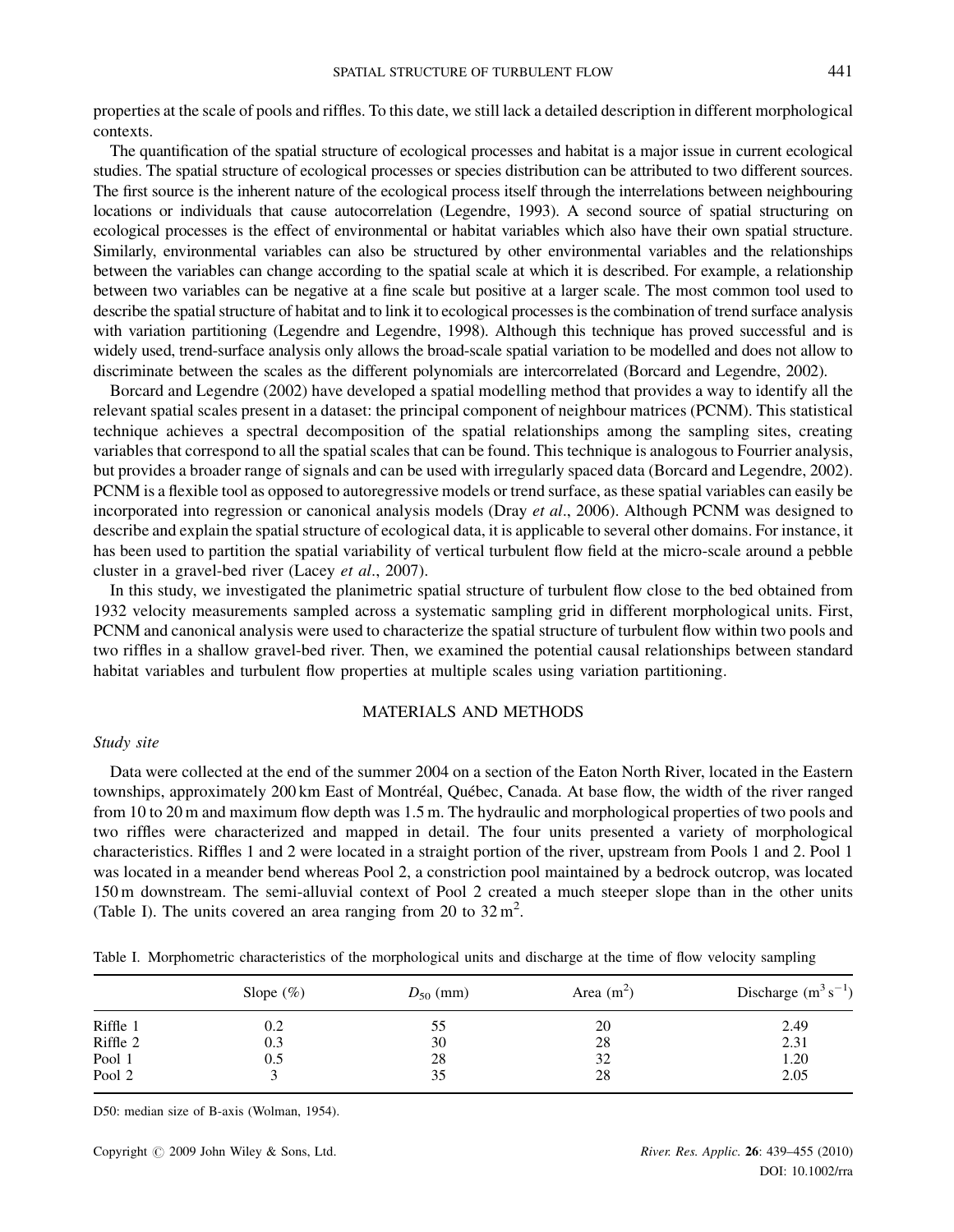properties at the scale of pools and riffles. To this date, we still lack a detailed description in different morphological contexts.

The quantification of the spatial structure of ecological processes and habitat is a major issue in current ecological studies. The spatial structure of ecological processes or species distribution can be attributed to two different sources. The first source is the inherent nature of the ecological process itself through the interrelations between neighbouring locations or individuals that cause autocorrelation (Legendre, 1993). A second source of spatial structuring on ecological processes is the effect of environmental or habitat variables which also have their own spatial structure. Similarly, environmental variables can also be structured by other environmental variables and the relationships between the variables can change according to the spatial scale at which it is described. For example, a relationship between two variables can be negative at a fine scale but positive at a larger scale. The most common tool used to describe the spatial structure of habitat and to link it to ecological processes is the combination of trend surface analysis with variation partitioning (Legendre and Legendre, 1998). Although this technique has proved successful and is widely used, trend-surface analysis only allows the broad-scale spatial variation to be modelled and does not allow to discriminate between the scales as the different polynomials are intercorrelated (Borcard and Legendre, 2002).

Borcard and Legendre (2002) have developed a spatial modelling method that provides a way to identify all the relevant spatial scales present in a dataset: the principal component of neighbour matrices (PCNM). This statistical technique achieves a spectral decomposition of the spatial relationships among the sampling sites, creating variables that correspond to all the spatial scales that can be found. This technique is analogous to Fourrier analysis, but provides a broader range of signals and can be used with irregularly spaced data (Borcard and Legendre, 2002). PCNM is a flexible tool as opposed to autoregressive models or trend surface, as these spatial variables can easily be incorporated into regression or canonical analysis models (Dray *et al*., 2006). Although PCNM was designed to describe and explain the spatial structure of ecological data, it is applicable to several other domains. For instance, it has been used to partition the spatial variability of vertical turbulent flow field at the micro-scale around a pebble cluster in a gravel-bed river (Lacey *et al*., 2007).

In this study, we investigated the planimetric spatial structure of turbulent flow close to the bed obtained from 1932 velocity measurements sampled across a systematic sampling grid in different morphological units. First, PCNM and canonical analysis were used to characterize the spatial structure of turbulent flow within two pools and two riffles in a shallow gravel-bed river. Then, we examined the potential causal relationships between standard habitat variables and turbulent flow properties at multiple scales using variation partitioning.

## MATERIALS AND METHODS

### *Study site*

Data were collected at the end of the summer 2004 on a section of the Eaton North River, located in the Eastern townships, approximately 200 km East of Montréal, Québec, Canada. At base flow, the width of the river ranged from 10 to 20 m and maximum flow depth was 1.5 m. The hydraulic and morphological properties of two pools and two riffles were characterized and mapped in detail. The four units presented a variety of morphological characteristics. Riffles 1 and 2 were located in a straight portion of the river, upstream from Pools 1 and 2. Pool 1 was located in a meander bend whereas Pool 2, a constriction pool maintained by a bedrock outcrop, was located 150 m downstream. The semi-alluvial context of Pool 2 created a much steeper slope than in the other units (Table I). The units covered an area ranging from 20 to 32 $m^2$.

Table I. Morphometric characteristics of the morphological units and discharge at the time of flow velocity sampling

| | Slope (%) | $D_{50}$ (mm) | Area ($m^2$) | Discharge ($m^3 s^{-1}$) |
|---|---|---|---|---|
| Riffle 1 | 0.2 | 55 | 20 | 2.49 |
| Riffle 2 | 0.3 | 30 | 28 | 2.31 |
| Pool 1 | 0.5 | 28 | 32 | 1.20 |
| Pool 2 | 3 | 35 | 28 | 2.05 |

D50: median size of B-axis (Wolman, 1954).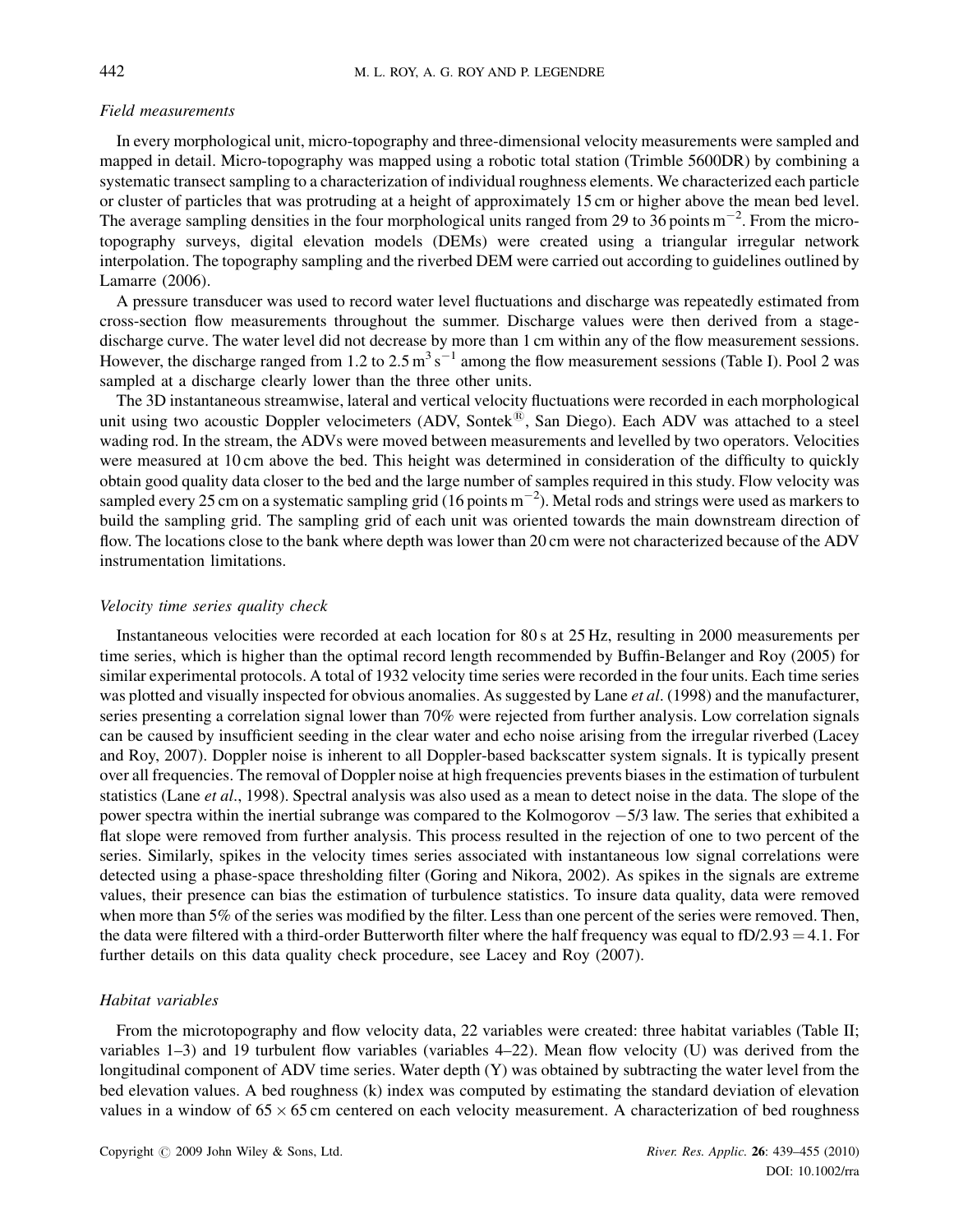### *Field measurements*

In every morphological unit, micro-topography and three-dimensional velocity measurements were sampled and mapped in detail. Micro-topography was mapped using a robotic total station (Trimble 5600DR) by combining a systematic transect sampling to a characterization of individual roughness elements. We characterized each particle or cluster of particles that was protruding at a height of approximately 15 cm or higher above the mean bed level. The average sampling densities in the four morphological units ranged from 29 to 36 points $m^{-2}$. From the micro-topography surveys, digital elevation models (DEMs) were created using a triangular irregular network interpolation. The topography sampling and the riverbed DEM were carried out according to guidelines outlined by Lamarre (2006).

A pressure transducer was used to record water level fluctuations and discharge was repeatedly estimated from cross-section flow measurements throughout the summer. Discharge values were then derived from a stage-discharge curve. The water level did not decrease by more than 1 cm within any of the flow measurement sessions. However, the discharge ranged from 1.2 to 2.5 $m^3 s^{-1}$ among the flow measurement sessions (Table I). Pool 2 was sampled at a discharge clearly lower than the three other units.

The 3D instantaneous streamwise, lateral and vertical velocity fluctuations were recorded in each morphological unit using two acoustic Doppler velocimeters (ADV, Sontek®, San Diego). Each ADV was attached to a steel wading rod. In the stream, the ADVs were moved between measurements and levelled by two operators. Velocities were measured at 10 cm above the bed. This height was determined in consideration of the difficulty to quickly obtain good quality data closer to the bed and the large number of samples required in this study. Flow velocity was sampled every 25 cm on a systematic sampling grid (16 points $m^{-2}$). Metal rods and strings were used as markers to build the sampling grid. The sampling grid of each unit was oriented towards the main downstream direction of flow. The locations close to the bank where depth was lower than 20 cm were not characterized because of the ADV instrumentation limitations.

### *Velocity time series quality check*

Instantaneous velocities were recorded at each location for 80 s at 25 Hz, resulting in 2000 measurements per time series, which is higher than the optimal record length recommended by Buffin-Belanger and Roy (2005) for similar experimental protocols. A total of 1932 velocity time series were recorded in the four units. Each time series was plotted and visually inspected for obvious anomalies. As suggested by Lane *et al*. (1998) and the manufacturer, series presenting a correlation signal lower than 70% were rejected from further analysis. Low correlation signals can be caused by insufficient seeding in the clear water and echo noise arising from the irregular riverbed (Lacey and Roy, 2007). Doppler noise is inherent to all Doppler-based backscatter system signals. It is typically present over all frequencies. The removal of Doppler noise at high frequencies prevents biases in the estimation of turbulent statistics (Lane *et al*., 1998). Spectral analysis was also used as a mean to detect noise in the data. The slope of the power spectra within the inertial subrange was compared to the Kolmogorov $-5/3$ law. The series that exhibited a flat slope were removed from further analysis. This process resulted in the rejection of one to two percent of the series. Similarly, spikes in the velocity times series associated with instantaneous low signal correlations were detected using a phase-space thresholding filter (Goring and Nikora, 2002). As spikes in the signals are extreme values, their presence can bias the estimation of turbulence statistics. To insure data quality, data were removed when more than 5% of the series was modified by the filter. Less than one percent of the series were removed. Then, the data were filtered with a third-order Butterworth filter where the half frequency was equal to $fD/2.93 = 4.1$. For further details on this data quality check procedure, see Lacey and Roy (2007).

### *Habitat variables*

From the microtopography and flow velocity data, 22 variables were created: three habitat variables (Table II; variables 1–3) and 19 turbulent flow variables (variables 4–22). Mean flow velocity (U) was derived from the longitudinal component of ADV time series. Water depth (Y) was obtained by subtracting the water level from the bed elevation values. A bed roughness (k) index was computed by estimating the standard deviation of elevation values in a window of $65 \times 65$ cm centered on each velocity measurement. A characterization of bed roughness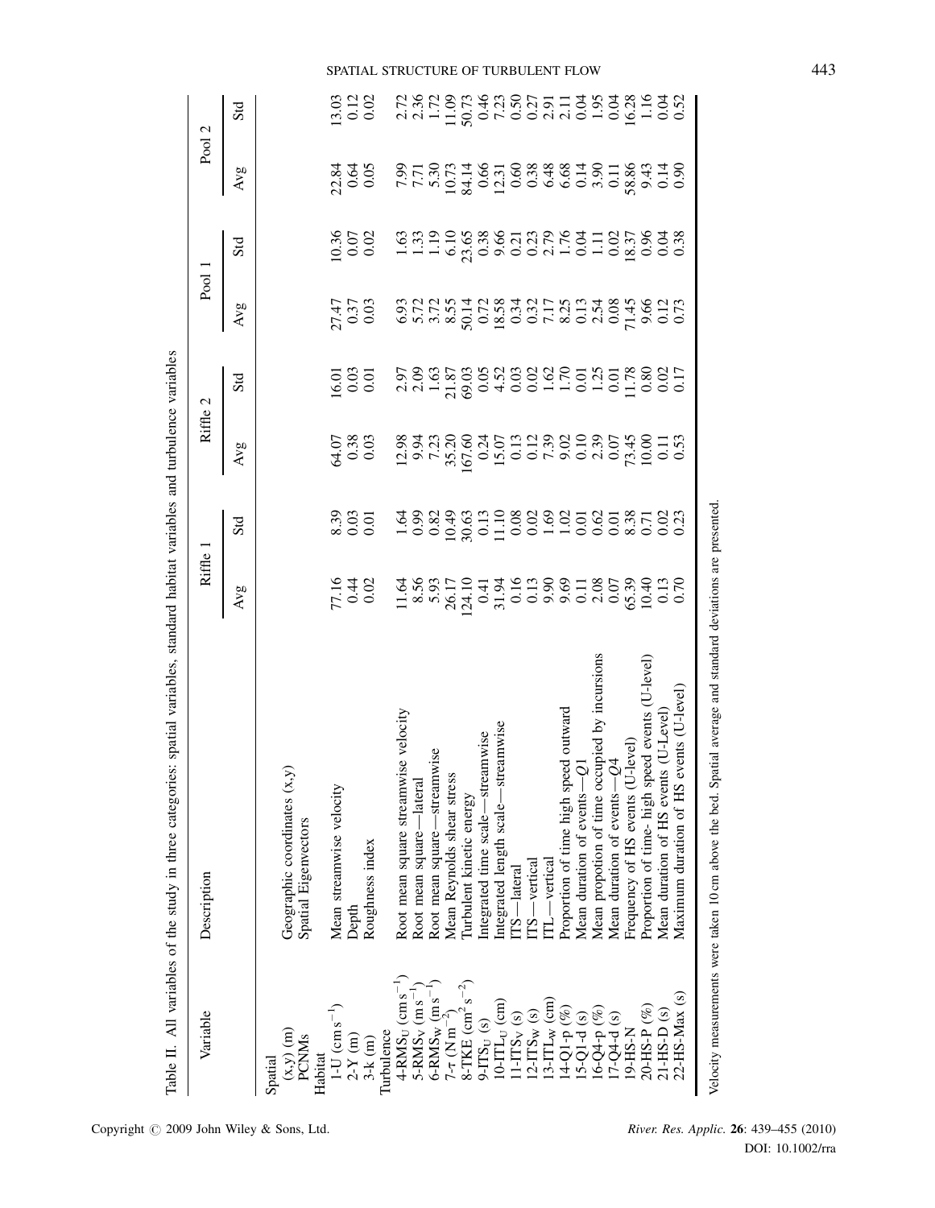Table II. All variables of the study in three categories: spatial variables, standard habitat variables and turbulence variables

| Variable | Description | Riffle 1 | | Riffle 2 | | Pool 1 | | Pool 2 | |
|---|---|---|---|---|---|---|---|---|---|
| | | Avg | Std | Avg | Std | Avg | Std | Avg | Std |
| Spatial | | | | | | | | | |
| (x,y) (m) | Geographic coordinates (x,y) | | | | | | | | |
| PCNMs | Spatial Eigenvectors | | | | | | | | |
| Habitat | | | | | | | | | |
| 1-U (cm s$^{-1}$) | Mean streamwise velocity | 77.16 | 8.39 | 64.07 | 16.01 | 27.47 | 10.36 | 22.84 | 13.03 |
| 2-Y (m) | Depth | 0.44 | 0.03 | 0.38 | 0.03 | 0.37 | 0.07 | 0.64 | 0.12 |
| 3-k (m) | Roughness index | 0.02 | 0.01 | 0.03 | 0.01 | 0.03 | 0.02 | 0.05 | 0.02 |
| Turbulence | | | | | | | | | |
| 4-RMS$_U$ (cm s$^{-1}$) | Root mean square streamwise velocity | 11.64 | 1.64 | 12.98 | 2.97 | 6.93 | 1.63 | 7.99 | 2.72 |
| 5-RMS$_V$ (m s$^{-1}$) | Root mean square—lateral | 8.56 | 0.99 | 9.94 | 2.09 | 5.72 | 1.33 | 7.71 | 2.36 |
| 6-RMS$_W$ (m s$^{-1}$) | Root mean square—streamwise | 5.93 | 0.82 | 7.23 | 1.63 | 3.72 | 1.19 | 5.30 | 1.72 |
| 7-$\tau$ (N m$^{-2}$) | Mean Reynolds shear stress | 26.17 | 10.49 | 35.20 | 21.87 | 8.55 | 6.10 | 10.73 | 11.09 |
| 8-TKE (cm$^2$ s$^{-2}$) | Turbulent kinetic energy | 124.10 | 30.63 | 167.60 | 69.03 | 50.14 | 23.65 | 84.14 | 50.73 |
| 9-ITS$_U$ (s) | Integrated time scale—streamwise | 0.41 | 0.13 | 0.24 | 0.05 | 0.72 | 0.38 | 0.66 | 0.46 |
| 10-ITL$_U$ (cm) | Integrated length scale—streamwise | 31.94 | 11.10 | 15.07 | 4.52 | 18.58 | 9.66 | 12.31 | 7.23 |
| 11-ITS$_V$ (s) | ITS—lateral | 0.16 | 0.08 | 0.13 | 0.03 | 0.34 | 0.21 | 0.60 | 0.50 |
| 12-ITS$_W$ (s) | ITS—vertical | 0.13 | 0.02 | 0.12 | 0.02 | 0.32 | 0.23 | 0.38 | 0.27 |
| 13-ITL$_W$ (cm) | ITL—vertical | 9.90 | 1.69 | 7.39 | 1.62 | 7.17 | 2.79 | 6.48 | 2.91 |
| 14-Q1-p (%) | Proportion of time high speed outward | 9.69 | 1.02 | 9.02 | 1.70 | 8.25 | 1.76 | 6.68 | 2.11 |
| 15-Q1-d (s) | Mean duration of events—$Q1$ | 0.11 | 0.01 | 0.10 | 0.01 | 0.13 | 0.04 | 0.14 | 0.04 |
| 16-Q4-p (%) | Mean propotion of time occupied by incursions | 2.08 | 0.62 | 2.39 | 1.25 | 2.54 | 1.11 | 3.90 | 1.95 |
| 17-Q4-d (s) | Mean duration of events—$Q4$ | 0.07 | 0.01 | 0.07 | 0.01 | 0.08 | 0.02 | 0.11 | 0.04 |
| 19-HS-N | Frequency of HS events (U-level) | 65.39 | 8.38 | 73.45 | 11.78 | 71.45 | 18.37 | 58.86 | 16.28 |
| 20-HS-P (%) | Proportion of time- high speed events (U-level) | 10.40 | 0.71 | 10.00 | 0.80 | 9.66 | 0.96 | 9.43 | 1.16 |
| 21-HS-D (s) | Mean duration of HS events (U-Level) | 0.13 | 0.02 | 0.11 | 0.02 | 0.12 | 0.04 | 0.14 | 0.04 |
| 22-HS-Max (s) | Maximum duration of HS events (U-level) | 0.70 | 0.23 | 0.53 | 0.17 | 0.73 | 0.38 | 0.90 | 0.52 |

Velocity measurements were taken 10 cm above the bed. Spatial average and standard deviations are presented.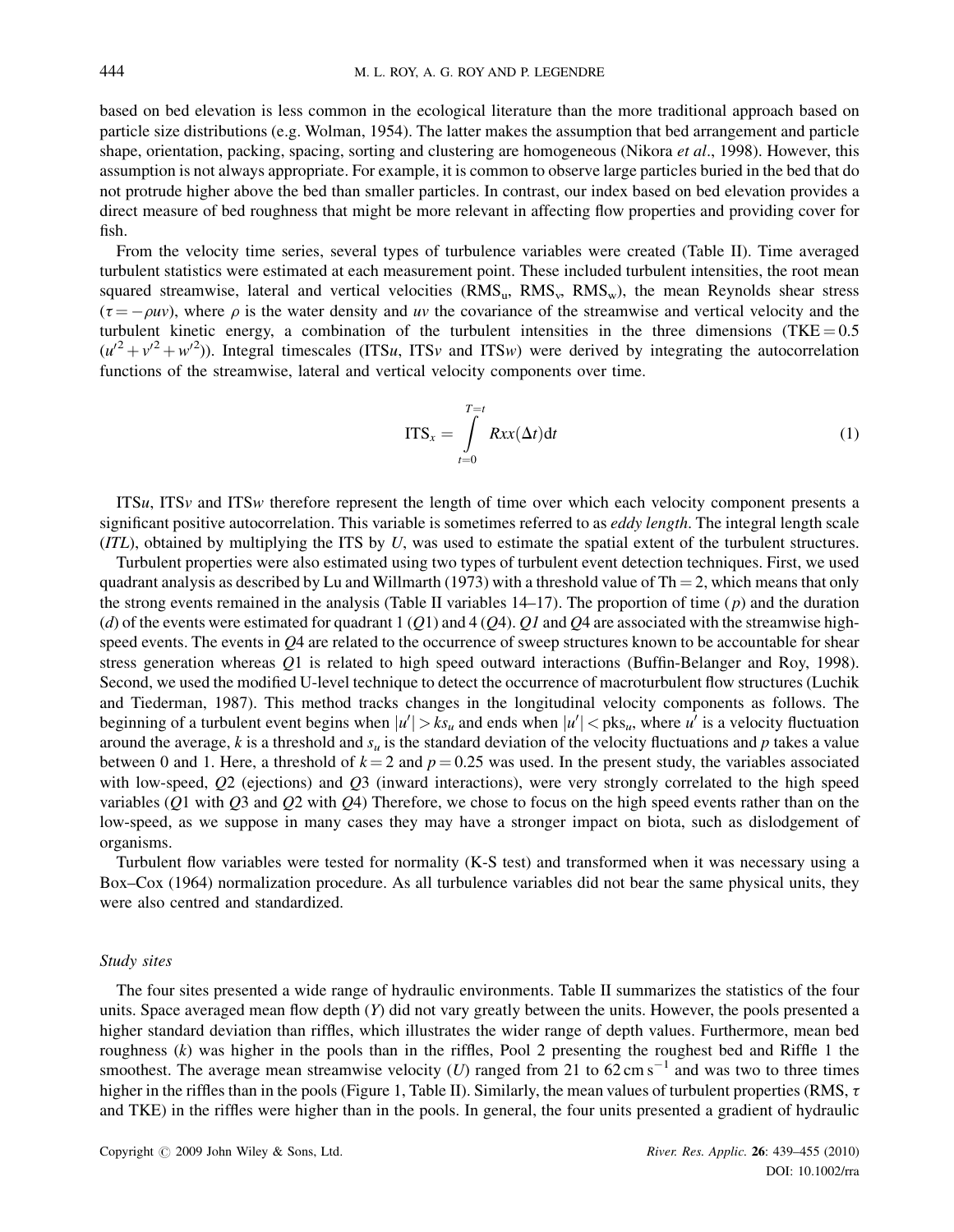based on bed elevation is less common in the ecological literature than the more traditional approach based on particle size distributions (e.g. Wolman, 1954). The latter makes the assumption that bed arrangement and particle shape, orientation, packing, spacing, sorting and clustering are homogeneous (Nikora *et al*., 1998). However, this assumption is not always appropriate. For example, it is common to observe large particles buried in the bed that do not protrude higher above the bed than smaller particles. In contrast, our index based on bed elevation provides a direct measure of bed roughness that might be more relevant in affecting flow properties and providing cover for fish.

From the velocity time series, several types of turbulence variables were created (Table II). Time averaged turbulent statistics were estimated at each measurement point. These included turbulent intensities, the root mean squared streamwise, lateral and vertical velocities ($RMS_u$, $RMS_v$, $RMS_w$), the mean Reynolds shear stress ($\tau = -\rho uv$), where $\rho$ is the water density and $uv$ the covariance of the streamwise and vertical velocity and the turbulent kinetic energy, a combination of the turbulent intensities in the three dimensions ($TKE = 0.5 (u'^2 + v'^2 + w'^2)$). Integral timescales (ITS$u$, ITS$v$ and ITS$w$) were derived by integrating the autocorrelation functions of the streamwise, lateral and vertical velocity components over time.

$$ITS_x = \int_{t=0}^{T=t} Rxx(\Delta t)\mathrm{d}t \tag{1}$$

ITS$u$, ITS$v$ and ITS$w$ therefore represent the length of time over which each velocity component presents a significant positive autocorrelation. This variable is sometimes referred to as *eddy length*. The integral length scale (*ITL*), obtained by multiplying the ITS by $U$, was used to estimate the spatial extent of the turbulent structures.

Turbulent properties were also estimated using two types of turbulent event detection techniques. First, we used quadrant analysis as described by Lu and Willmarth (1973) with a threshold value of Th = 2, which means that only the strong events remained in the analysis (Table II variables 14–17). The proportion of time ($p$) and the duration ($d$) of the events were estimated for quadrant 1 ($Q1$) and 4 ($Q4$). $Q1$ and $Q4$ are associated with the streamwise high-speed events. The events in $Q4$ are related to the occurrence of sweep structures known to be accountable for shear stress generation whereas $Q1$ is related to high speed outward interactions (Buffin-Belanger and Roy, 1998). Second, we used the modified U-level technique to detect the occurrence of macroturbulent flow structures (Luchik and Tiederman, 1987). This method tracks changes in the longitudinal velocity components as follows. The beginning of a turbulent event begins when $|u'| > ks_u$ and ends when $|u'| < pks_u$, where $u'$ is a velocity fluctuation around the average, $k$ is a threshold and $s_u$ is the standard deviation of the velocity fluctuations and $p$ takes a value between 0 and 1. Here, a threshold of $k = 2$ and $p = 0.25$ was used. In the present study, the variables associated with low-speed, $Q2$ (ejections) and $Q3$ (inward interactions), were very strongly correlated to the high speed variables ($Q1$ with $Q3$ and $Q2$ with $Q4$) Therefore, we chose to focus on the high speed events rather than on the low-speed, as we suppose in many cases they may have a stronger impact on biota, such as dislodgement of organisms.

Turbulent flow variables were tested for normality (K-S test) and transformed when it was necessary using a Box–Cox (1964) normalization procedure. As all turbulence variables did not bear the same physical units, they were also centred and standardized.

### *Study sites*

The four sites presented a wide range of hydraulic environments. Table II summarizes the statistics of the four units. Space averaged mean flow depth ($Y$) did not vary greatly between the units. However, the pools presented a higher standard deviation than riffles, which illustrates the wider range of depth values. Furthermore, mean bed roughness ($k$) was higher in the pools than in the riffles, Pool 2 presenting the roughest bed and Riffle 1 the smoothest. The average mean streamwise velocity ($U$) ranged from 21 to 62 cm s$^{-1}$ and was two to three times higher in the riffles than in the pools (Figure 1, Table II). Similarly, the mean values of turbulent properties (RMS, $\tau$ and TKE) in the riffles were higher than in the pools. In general, the four units presented a gradient of hydraulic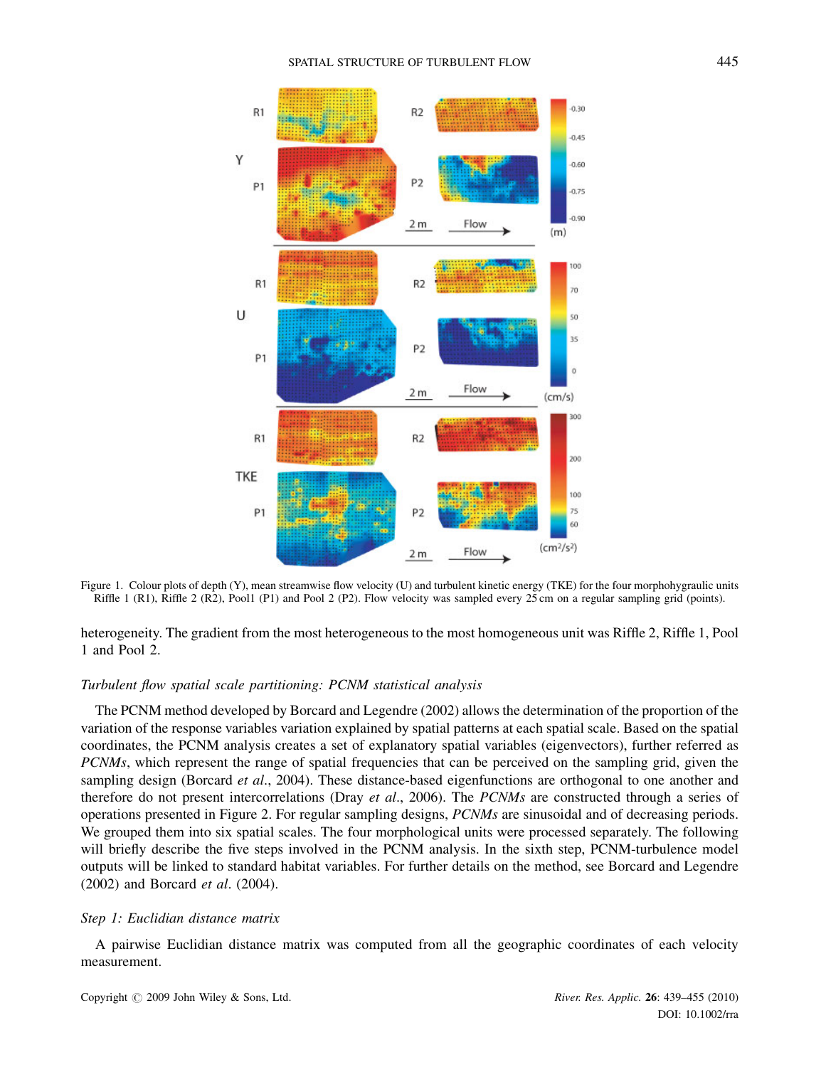Figure 1. Colour plots of depth (Y), mean streamwise flow velocity (U) and turbulent kinetic energy (TKE) for the four morphohygraulic units Riffle 1 (R1), Riffle 2 (R2), Pool1 (P1) and Pool 2 (P2). Flow velocity was sampled every 25 cm on a regular sampling grid (points).

heterogeneity. The gradient from the most heterogeneous to the most homogeneous unit was Riffle 2, Riffle 1, Pool 1 and Pool 2.

*Turbulent flow spatial scale partitioning: PCNM statistical analysis*

The PCNM method developed by Borcard and Legendre (2002) allows the determination of the proportion of the variation of the response variables variation explained by spatial patterns at each spatial scale. Based on the spatial coordinates, the PCNM analysis creates a set of explanatory spatial variables (eigenvectors), further referred as *PCNMs*, which represent the range of spatial frequencies that can be perceived on the sampling grid, given the sampling design (Borcard *et al*., 2004). These distance-based eigenfunctions are orthogonal to one another and therefore do not present intercorrelations (Dray *et al*., 2006). The *PCNMs* are constructed through a series of operations presented in Figure 2. For regular sampling designs, *PCNMs* are sinusoidal and of decreasing periods. We grouped them into six spatial scales. The four morphological units were processed separately. The following will briefly describe the five steps involved in the PCNM analysis. In the sixth step, PCNM-turbulence model outputs will be linked to standard habitat variables. For further details on the method, see Borcard and Legendre (2002) and Borcard *et al*. (2004).

*Step 1: Euclidian distance matrix*

A pairwise Euclidian distance matrix was computed from all the geographic coordinates of each velocity measurement.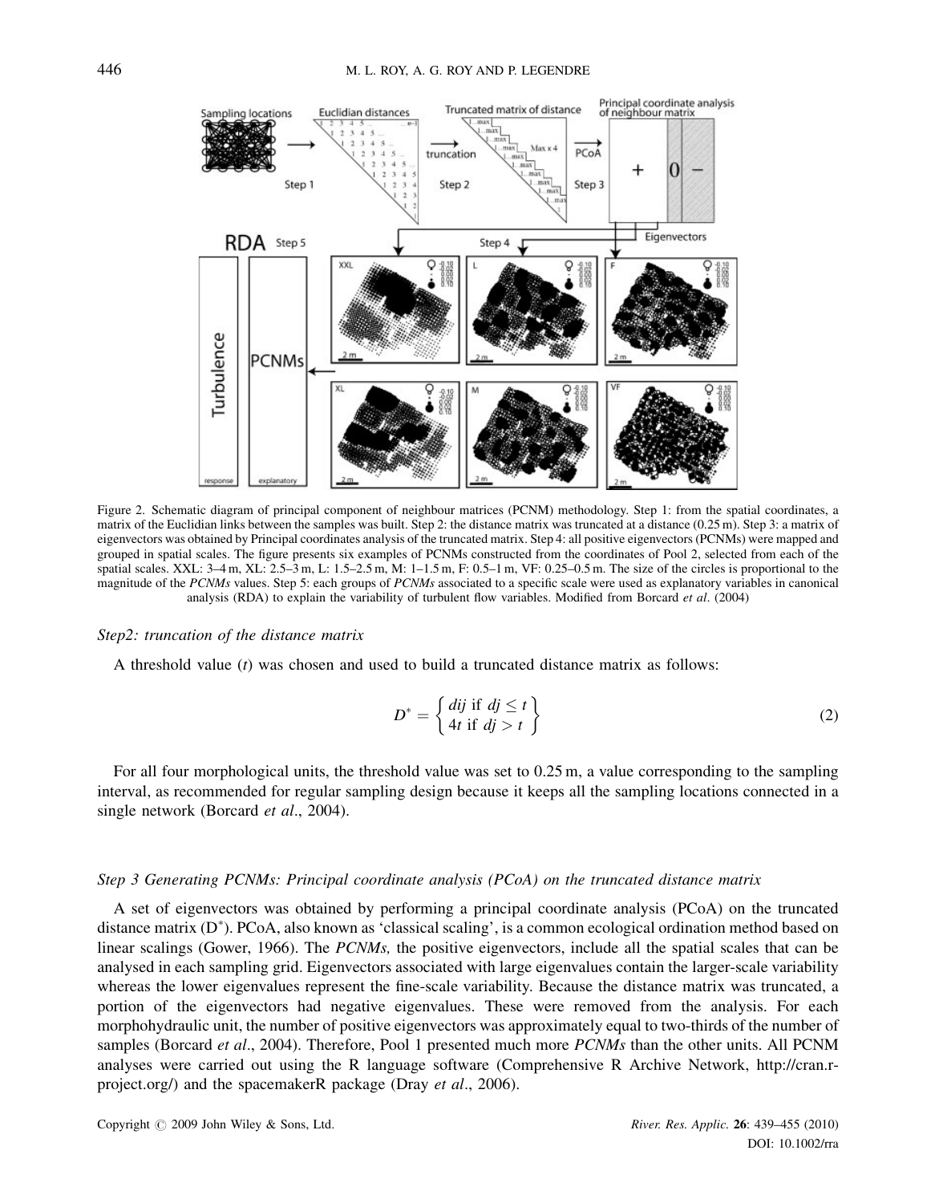Figure 2. Schematic diagram of principal component of neighbour matrices (PCNM) methodology. Step 1: from the spatial coordinates, a matrix of the Euclidian links between the samples was built. Step 2: the distance matrix was truncated at a distance (0.25 m). Step 3: a matrix of eigenvectors was obtained by Principal coordinates analysis of the truncated matrix. Step 4: all positive eigenvectors (PCNMs) were mapped and grouped in spatial scales. The figure presents six examples of PCNMs constructed from the coordinates of Pool 2, selected from each of the spatial scales. XXL: 3–4 m, XL: 2.5–3 m, L: 1.5–2.5 m, M: 1–1.5 m, F: 0.5–1 m, VF: 0.25–0.5 m. The size of the circles is proportional to the magnitude of the *PCNMs* values. Step 5: each groups of *PCNMs* associated to a specific scale were used as explanatory variables in canonical analysis (RDA) to explain the variability of turbulent flow variables. Modified from Borcard *et al*. (2004)

### *Step2: truncation of the distance matrix*

A threshold value ($t$) was chosen and used to build a truncated distance matrix as follows:

$$D^{*} = \left\{ \begin{array}{l} dij \text{ if } dj \leq t \\ 4t \text{ if } dj > t \end{array} \right\} \tag{2}$$

For all four morphological units, the threshold value was set to 0.25 m, a value corresponding to the sampling interval, as recommended for regular sampling design because it keeps all the sampling locations connected in a single network (Borcard *et al*., 2004).

### *Step 3 Generating PCNMs: Principal coordinate analysis (PCoA) on the truncated distance matrix*

A set of eigenvectors was obtained by performing a principal coordinate analysis (PCoA) on the truncated distance matrix ($D^{*}$). PCoA, also known as 'classical scaling', is a common ecological ordination method based on linear scalings (Gower, 1966). The *PCNMs,* the positive eigenvectors, include all the spatial scales that can be analysed in each sampling grid. Eigenvectors associated with large eigenvalues contain the larger-scale variability whereas the lower eigenvalues represent the fine-scale variability. Because the distance matrix was truncated, a portion of the eigenvectors had negative eigenvalues. These were removed from the analysis. For each morphohydraulic unit, the number of positive eigenvectors was approximately equal to two-thirds of the number of samples (Borcard *et al*., 2004). Therefore, Pool 1 presented much more *PCNMs* than the other units. All PCNM analyses were carried out using the R language software (Comprehensive R Archive Network, http://cran.r-project.org/) and the spacemakerR package (Dray *et al*., 2006).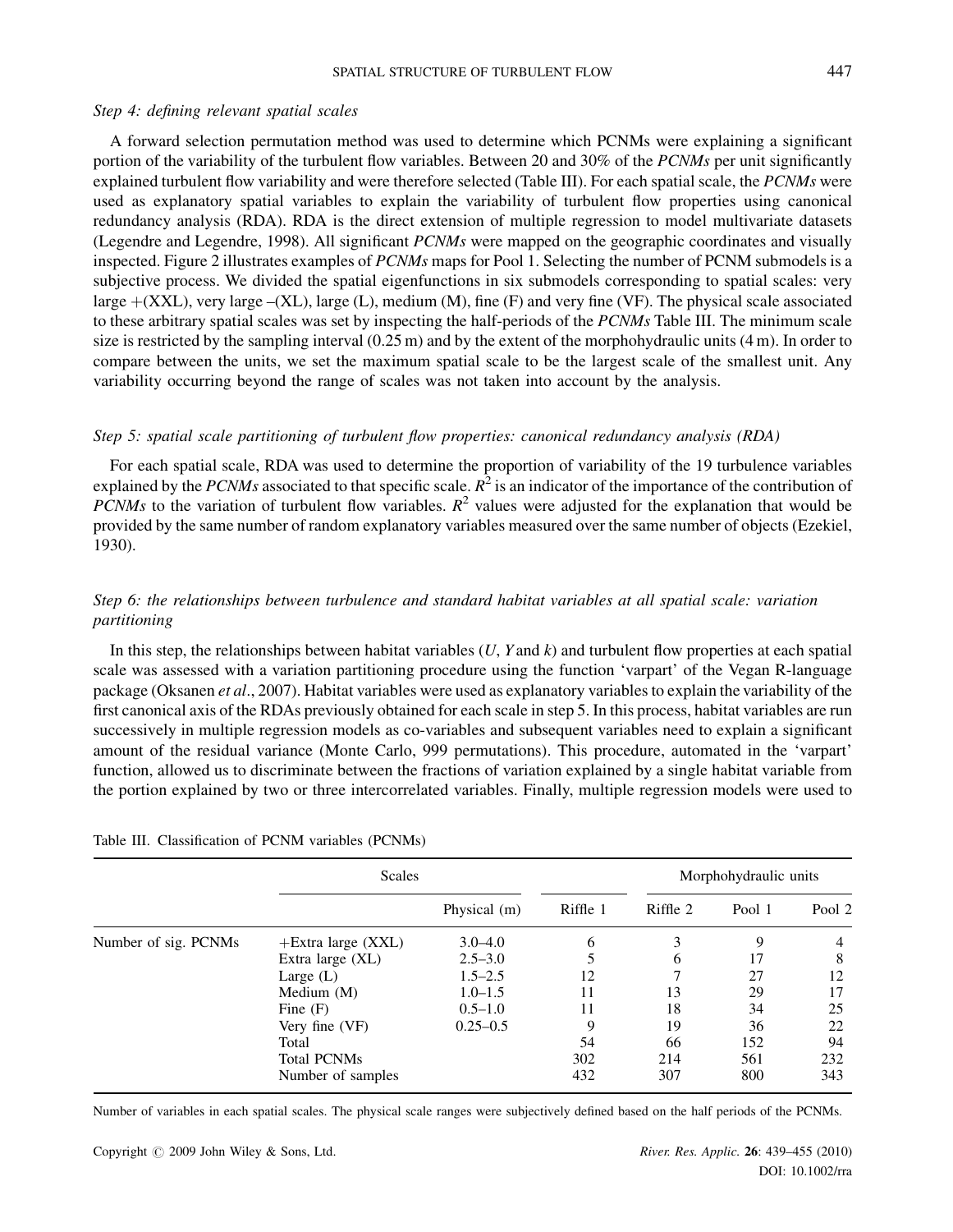*Step 4: defining relevant spatial scales*

A forward selection permutation method was used to determine which PCNMs were explaining a significant portion of the variability of the turbulent flow variables. Between 20 and 30% of the *PCNMs* per unit significantly explained turbulent flow variability and were therefore selected (Table III). For each spatial scale, the *PCNMs* were used as explanatory spatial variables to explain the variability of turbulent flow properties using canonical redundancy analysis (RDA). RDA is the direct extension of multiple regression to model multivariate datasets (Legendre and Legendre, 1998). All significant *PCNMs* were mapped on the geographic coordinates and visually inspected. Figure 2 illustrates examples of *PCNMs* maps for Pool 1. Selecting the number of PCNM submodels is a subjective process. We divided the spatial eigenfunctions in six submodels corresponding to spatial scales: very large +(XXL), very large –(XL), large (L), medium (M), fine (F) and very fine (VF). The physical scale associated to these arbitrary spatial scales was set by inspecting the half-periods of the *PCNMs* Table III. The minimum scale size is restricted by the sampling interval (0.25 m) and by the extent of the morphohydraulic units (4 m). In order to compare between the units, we set the maximum spatial scale to be the largest scale of the smallest unit. Any variability occurring beyond the range of scales was not taken into account by the analysis.

*Step 5: spatial scale partitioning of turbulent flow properties: canonical redundancy analysis (RDA)*

For each spatial scale, RDA was used to determine the proportion of variability of the 19 turbulence variables explained by the *PCNMs* associated to that specific scale. $R^2$ is an indicator of the importance of the contribution of *PCNMs* to the variation of turbulent flow variables. $R^2$ values were adjusted for the explanation that would be provided by the same number of random explanatory variables measured over the same number of objects (Ezekiel, 1930).

*Step 6: the relationships between turbulence and standard habitat variables at all spatial scale: variation partitioning*

In this step, the relationships between habitat variables ($U$, $Y$ and $k$) and turbulent flow properties at each spatial scale was assessed with a variation partitioning procedure using the function 'varpart' of the Vegan R-language package (Oksanen *et al*., 2007). Habitat variables were used as explanatory variables to explain the variability of the first canonical axis of the RDAs previously obtained for each scale in step 5. In this process, habitat variables are run successively in multiple regression models as co-variables and subsequent variables need to explain a significant amount of the residual variance (Monte Carlo, 999 permutations). This procedure, automated in the 'varpart' function, allowed us to discriminate between the fractions of variation explained by a single habitat variable from the portion explained by two or three intercorrelated variables. Finally, multiple regression models were used to

Table III. Classification of PCNM variables (PCNMs)

| | Scales | | Morphohydraulic units | | | |
|---|---|---|---|---|---|---|
| | | Physical (m) | Riffle 1 | Riffle 2 | Pool 1 | Pool 2 |
| Number of sig. PCNMs | +Extra large (XXL) | 3.0–4.0 | 6 | 3 | 9 | 4 |
| | Extra large (XL) | 2.5–3.0 | 5 | 6 | 17 | 8 |
| | Large (L) | 1.5–2.5 | 12 | 7 | 27 | 12 |
| | Medium (M) | 1.0–1.5 | 11 | 13 | 29 | 17 |
| | Fine (F) | 0.5–1.0 | 11 | 18 | 34 | 25 |
| | Very fine (VF) | 0.25–0.5 | 9 | 19 | 36 | 22 |
| | Total | | 54 | 66 | 152 | 94 |
| | Total PCNMs | | 302 | 214 | 561 | 232 |
| | Number of samples | | 432 | 307 | 800 | 343 |

Number of variables in each spatial scales. The physical scale ranges were subjectively defined based on the half periods of the PCNMs.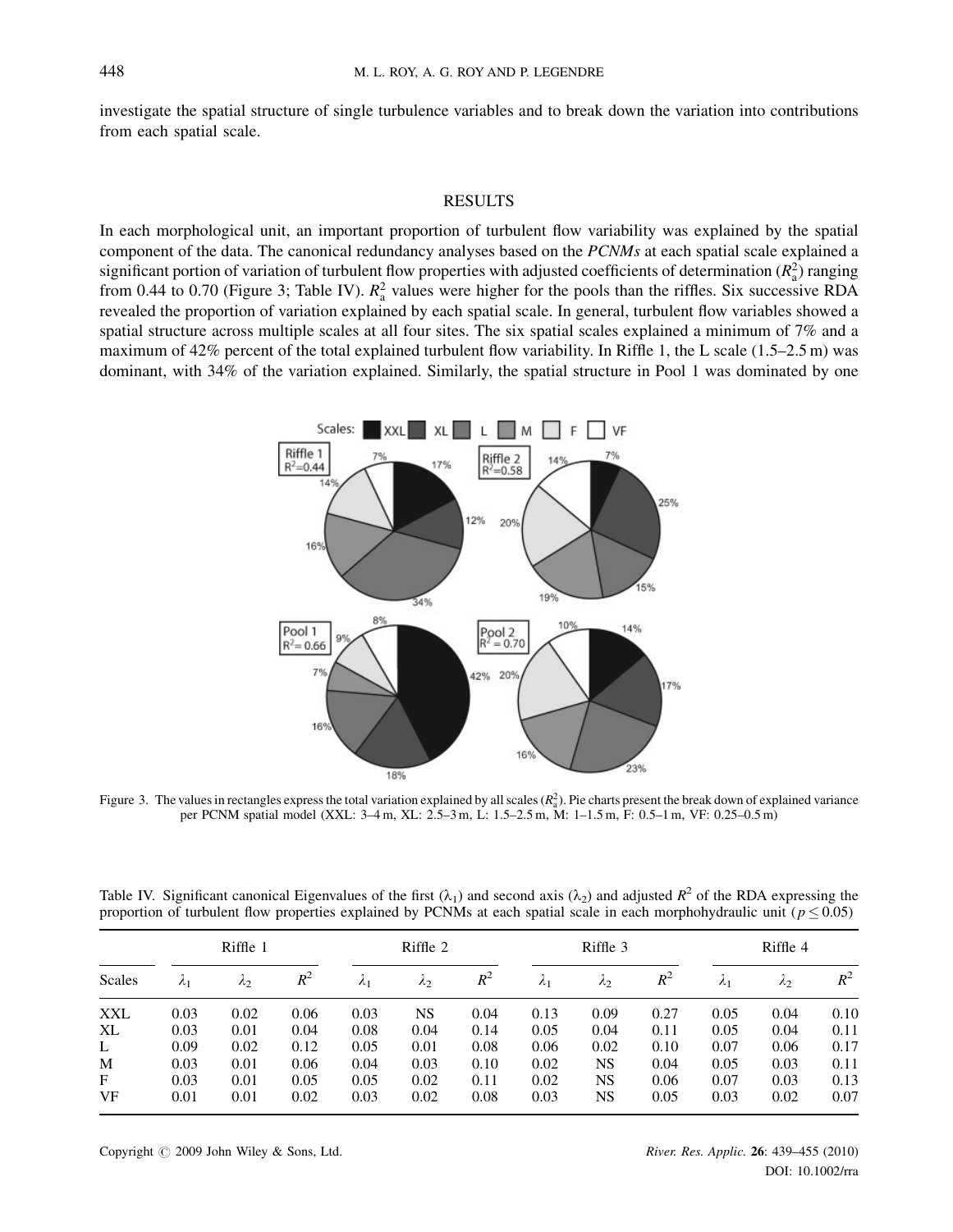investigate the spatial structure of single turbulence variables and to break down the variation into contributions from each spatial scale.

## RESULTS

In each morphological unit, an important proportion of turbulent flow variability was explained by the spatial component of the data. The canonical redundancy analyses based on the *PCNMs* at each spatial scale explained a significant portion of variation of turbulent flow properties with adjusted coefficients of determination ($R^2_a$) ranging from 0.44 to 0.70 (Figure 3; Table IV). $R^2_a$ values were higher for the pools than the riffles. Six successive RDA revealed the proportion of variation explained by each spatial scale. In general, turbulent flow variables showed a spatial structure across multiple scales at all four sites. The six spatial scales explained a minimum of 7% and a maximum of 42% percent of the total explained turbulent flow variability. In Riffle 1, the L scale (1.5–2.5 m) was dominant, with 34% of the variation explained. Similarly, the spatial structure in Pool 1 was dominated by one

Figure 3. The values in rectangles express the total variation explained by all scales ($R^2_a$). Pie charts present the break down of explained variance per PCNM spatial model (XXL: 3–4 m, XL: 2.5–3 m, L: 1.5–2.5 m, M: 1–1.5 m, F: 0.5–1 m, VF: 0.25–0.5 m)

Table IV. Significant canonical Eigenvalues of the first ($\lambda_1$) and second axis ($\lambda_2$) and adjusted $R^2$ of the RDA expressing the proportion of turbulent flow properties explained by PCNMs at each spatial scale in each morphohydraulic unit ($p \leq 0.05$)

| | Riffle 1 | | | Riffle 2 | | | Riffle 3 | | | Riffle 4 | | |
|---|---|---|---|---|---|---|---|---|---|---|---|---|
| Scales | $\lambda_1$ | $\lambda_2$ | $R^2$ | $\lambda_1$ | $\lambda_2$ | $R^2$ | $\lambda_1$ | $\lambda_2$ | $R^2$ | $\lambda_1$ | $\lambda_2$ | $R^2$ |
| XXL | 0.03 | 0.02 | 0.06 | 0.03 | NS | 0.04 | 0.13 | 0.09 | 0.27 | 0.05 | 0.04 | 0.10 |
| XL | 0.03 | 0.01 | 0.04 | 0.08 | 0.04 | 0.14 | 0.05 | 0.04 | 0.11 | 0.05 | 0.04 | 0.11 |
| L | 0.09 | 0.02 | 0.12 | 0.05 | 0.01 | 0.08 | 0.06 | 0.02 | 0.10 | 0.07 | 0.06 | 0.17 |
| M | 0.03 | 0.01 | 0.06 | 0.04 | 0.03 | 0.10 | 0.02 | NS | 0.04 | 0.05 | 0.03 | 0.11 |
| F | 0.03 | 0.01 | 0.05 | 0.05 | 0.02 | 0.11 | 0.02 | NS | 0.06 | 0.07 | 0.03 | 0.13 |
| VF | 0.01 | 0.01 | 0.02 | 0.03 | 0.02 | 0.08 | 0.03 | NS | 0.05 | 0.03 | 0.02 | 0.07 |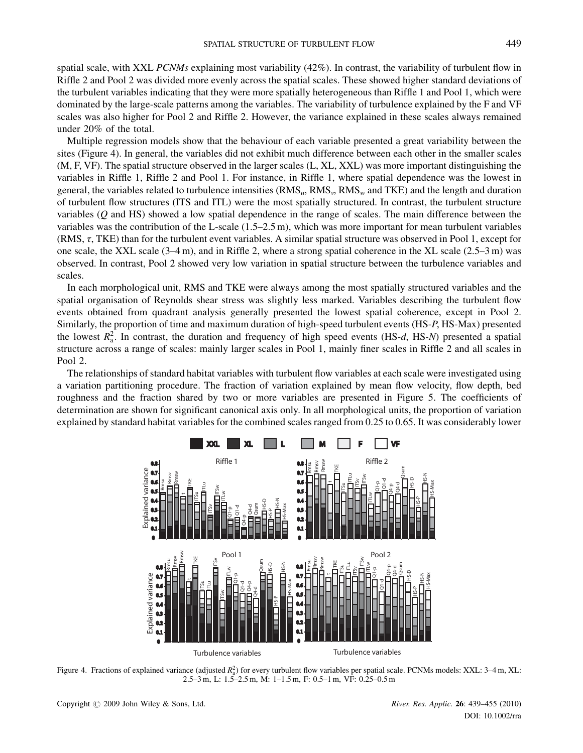spatial scale, with XXL *PCNMs* explaining most variability (42%). In contrast, the variability of turbulent flow in Riffle 2 and Pool 2 was divided more evenly across the spatial scales. These showed higher standard deviations of the turbulent variables indicating that they were more spatially heterogeneous than Riffle 1 and Pool 1, which were dominated by the large-scale patterns among the variables. The variability of turbulence explained by the F and VF scales was also higher for Pool 2 and Riffle 2. However, the variance explained in these scales always remained under 20% of the total.

Multiple regression models show that the behaviour of each variable presented a great variability between the sites (Figure 4). In general, the variables did not exhibit much difference between each other in the smaller scales (M, F, VF). The spatial structure observed in the larger scales (L, XL, XXL) was more important distinguishing the variables in Riffle 1, Riffle 2 and Pool 1. For instance, in Riffle 1, where spatial dependence was the lowest in general, the variables related to turbulence intensities ($RMS_u$, $RMS_v$, $RMS_w$ and TKE) and the length and duration of turbulent flow structures (ITS and ITL) were the most spatially structured. In contrast, the turbulent structure variables ($Q$ and HS) showed a low spatial dependence in the range of scales. The main difference between the variables was the contribution of the L-scale (1.5–2.5 m), which was more important for mean turbulent variables (RMS, $\tau$, TKE) than for the turbulent event variables. A similar spatial structure was observed in Pool 1, except for one scale, the XXL scale (3–4 m), and in Riffle 2, where a strong spatial coherence in the XL scale (2.5–3 m) was observed. In contrast, Pool 2 showed very low variation in spatial structure between the turbulence variables and scales.

In each morphological unit, RMS and TKE were always among the most spatially structured variables and the spatial organisation of Reynolds shear stress was slightly less marked. Variables describing the turbulent flow events obtained from quadrant analysis generally presented the lowest spatial coherence, except in Pool 2. Similarly, the proportion of time and maximum duration of high-speed turbulent events (HS-*P*, HS-Max) presented the lowest $R_a^2$. In contrast, the duration and frequency of high speed events (HS-*d*, HS-*N*) presented a spatial structure across a range of scales: mainly larger scales in Pool 1, mainly finer scales in Riffle 2 and all scales in Pool 2.

The relationships of standard habitat variables with turbulent flow variables at each scale were investigated using a variation partitioning procedure. The fraction of variation explained by mean flow velocity, flow depth, bed roughness and the fraction shared by two or more variables are presented in Figure 5. The coefficients of determination are shown for significant canonical axis only. In all morphological units, the proportion of variation explained by standard habitat variables for the combined scales ranged from 0.25 to 0.65. It was considerably lower

Figure 4. Fractions of explained variance (adjusted $R_a^2$) for every turbulent flow variables per spatial scale. PCNMs models: XXL: 3–4 m, XL: 2.5–3 m, L: 1.5–2.5 m, M: 1–1.5 m, F: 0.5–1 m, VF: 0.25–0.5 m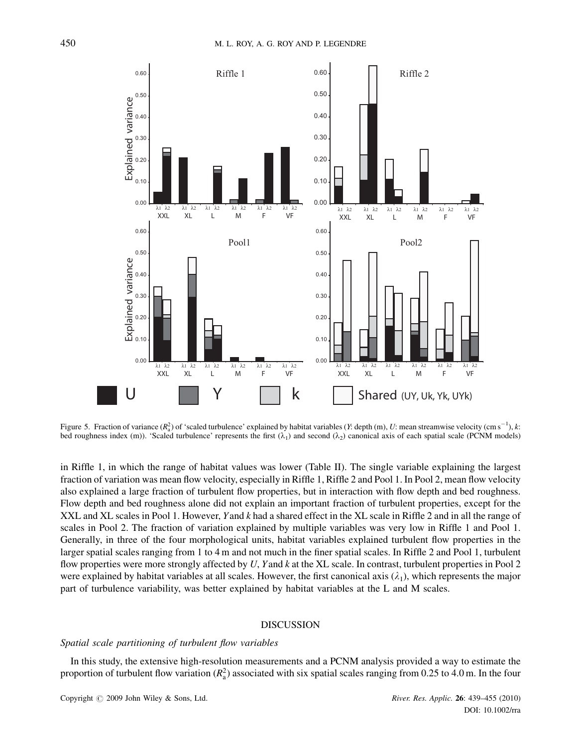Figure 5. Fraction of variance ($R_a^2$) of 'scaled turbulence' explained by habitat variables ($Y$: depth (m), $U$: mean streamwise velocity (cm s$^{-1}$), $k$: bed roughness index (m)). 'Scaled turbulence' represents the first ($\lambda_1$) and second ($\lambda_2$) canonical axis of each spatial scale (PCNM models)

in Riffle 1, in which the range of habitat values was lower (Table II). The single variable explaining the largest fraction of variation was mean flow velocity, especially in Riffle 1, Riffle 2 and Pool 1. In Pool 2, mean flow velocity also explained a large fraction of turbulent flow properties, but in interaction with flow depth and bed roughness. Flow depth and bed roughness alone did not explain an important fraction of turbulent properties, except for the XXL and XL scales in Pool 1. However, $Y$ and $k$ had a shared effect in the XL scale in Riffle 2 and in all the range of scales in Pool 2. The fraction of variation explained by multiple variables was very low in Riffle 1 and Pool 1. Generally, in three of the four morphological units, habitat variables explained turbulent flow properties in the larger spatial scales ranging from 1 to 4 m and not much in the finer spatial scales. In Riffle 2 and Pool 1, turbulent flow properties were more strongly affected by $U$, $Y$ and $k$ at the XL scale. In contrast, turbulent properties in Pool 2 were explained by habitat variables at all scales. However, the first canonical axis ($\lambda_1$), which represents the major part of turbulence variability, was better explained by habitat variables at the L and M scales.

## DISCUSSION

### *Spatial scale partitioning of turbulent flow variables*

In this study, the extensive high-resolution measurements and a PCNM analysis provided a way to estimate the proportion of turbulent flow variation ($R_a^2$) associated with six spatial scales ranging from 0.25 to 4.0 m. In the four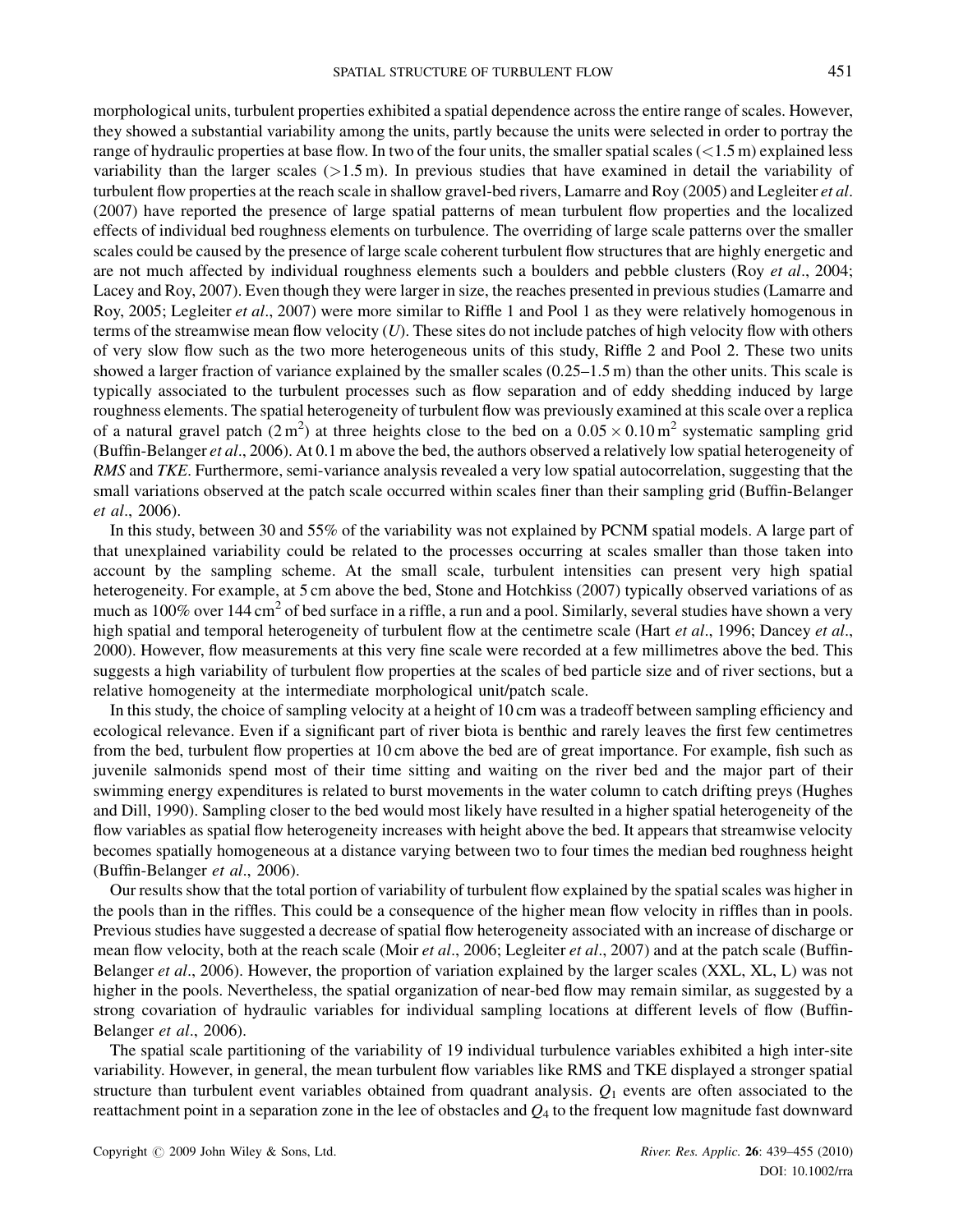morphological units, turbulent properties exhibited a spatial dependence across the entire range of scales. However, they showed a substantial variability among the units, partly because the units were selected in order to portray the range of hydraulic properties at base flow. In two of the four units, the smaller spatial scales (<1.5 m) explained less variability than the larger scales (>1.5 m). In previous studies that have examined in detail the variability of turbulent flow properties at the reach scale in shallow gravel-bed rivers, Lamarre and Roy (2005) and Legleiter *et al*. (2007) have reported the presence of large spatial patterns of mean turbulent flow properties and the localized effects of individual bed roughness elements on turbulence. The overriding of large scale patterns over the smaller scales could be caused by the presence of large scale coherent turbulent flow structures that are highly energetic and are not much affected by individual roughness elements such a boulders and pebble clusters (Roy *et al*., 2004; Lacey and Roy, 2007). Even though they were larger in size, the reaches presented in previous studies (Lamarre and Roy, 2005; Legleiter *et al*., 2007) were more similar to Riffle 1 and Pool 1 as they were relatively homogenous in terms of the streamwise mean flow velocity ($U$). These sites do not include patches of high velocity flow with others of very slow flow such as the two more heterogeneous units of this study, Riffle 2 and Pool 2. These two units showed a larger fraction of variance explained by the smaller scales (0.25–1.5 m) than the other units. This scale is typically associated to the turbulent processes such as flow separation and of eddy shedding induced by large roughness elements. The spatial heterogeneity of turbulent flow was previously examined at this scale over a replica of a natural gravel patch (2 m$^2$) at three heights close to the bed on a $0.05 \times 0.10$ m$^2$ systematic sampling grid (Buffin-Belanger *et al*., 2006). At 0.1 m above the bed, the authors observed a relatively low spatial heterogeneity of *RMS* and *TKE*. Furthermore, semi-variance analysis revealed a very low spatial autocorrelation, suggesting that the small variations observed at the patch scale occurred within scales finer than their sampling grid (Buffin-Belanger *et al*., 2006).

In this study, between 30 and 55% of the variability was not explained by PCNM spatial models. A large part of that unexplained variability could be related to the processes occurring at scales smaller than those taken into account by the sampling scheme. At the small scale, turbulent intensities can present very high spatial heterogeneity. For example, at 5 cm above the bed, Stone and Hotchkiss (2007) typically observed variations of as much as 100% over 144 cm$^2$ of bed surface in a riffle, a run and a pool. Similarly, several studies have shown a very high spatial and temporal heterogeneity of turbulent flow at the centimetre scale (Hart *et al*., 1996; Dancey *et al*., 2000). However, flow measurements at this very fine scale were recorded at a few millimetres above the bed. This suggests a high variability of turbulent flow properties at the scales of bed particle size and of river sections, but a relative homogeneity at the intermediate morphological unit/patch scale.

In this study, the choice of sampling velocity at a height of 10 cm was a tradeoff between sampling efficiency and ecological relevance. Even if a significant part of river biota is benthic and rarely leaves the first few centimetres from the bed, turbulent flow properties at 10 cm above the bed are of great importance. For example, fish such as juvenile salmonids spend most of their time sitting and waiting on the river bed and the major part of their swimming energy expenditures is related to burst movements in the water column to catch drifting preys (Hughes and Dill, 1990). Sampling closer to the bed would most likely have resulted in a higher spatial heterogeneity of the flow variables as spatial flow heterogeneity increases with height above the bed. It appears that streamwise velocity becomes spatially homogeneous at a distance varying between two to four times the median bed roughness height (Buffin-Belanger *et al*., 2006).

Our results show that the total portion of variability of turbulent flow explained by the spatial scales was higher in the pools than in the riffles. This could be a consequence of the higher mean flow velocity in riffles than in pools. Previous studies have suggested a decrease of spatial flow heterogeneity associated with an increase of discharge or mean flow velocity, both at the reach scale (Moir *et al*., 2006; Legleiter *et al*., 2007) and at the patch scale (Buffin-Belanger *et al*., 2006). However, the proportion of variation explained by the larger scales (XXL, XL, L) was not higher in the pools. Nevertheless, the spatial organization of near-bed flow may remain similar, as suggested by a strong covariation of hydraulic variables for individual sampling locations at different levels of flow (Buffin-Belanger *et al*., 2006).

The spatial scale partitioning of the variability of 19 individual turbulence variables exhibited a high inter-site variability. However, in general, the mean turbulent flow variables like RMS and TKE displayed a stronger spatial structure than turbulent event variables obtained from quadrant analysis. $Q_1$ events are often associated to the reattachment point in a separation zone in the lee of obstacles and $Q_4$ to the frequent low magnitude fast downward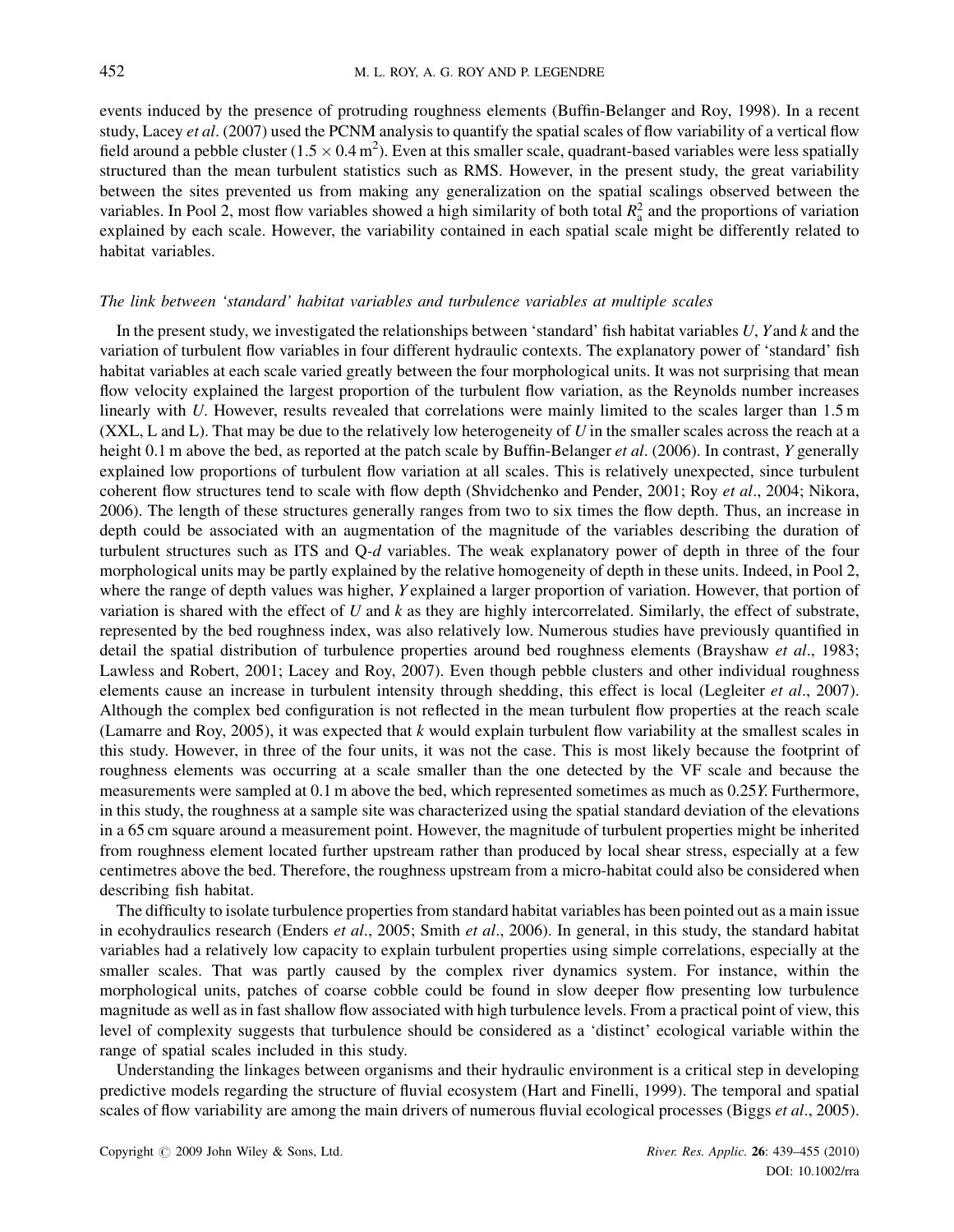events induced by the presence of protruding roughness elements (Buffin-Belanger and Roy, 1998). In a recent study, Lacey *et al*. (2007) used the PCNM analysis to quantify the spatial scales of flow variability of a vertical flow field around a pebble cluster ($1.5 \times 0.4\,\mathrm{m}^2$). Even at this smaller scale, quadrant-based variables were less spatially structured than the mean turbulent statistics such as RMS. However, in the present study, the great variability between the sites prevented us from making any generalization on the spatial scalings observed between the variables. In Pool 2, most flow variables showed a high similarity of both total $R_a^2$ and the proportions of variation explained by each scale. However, the variability contained in each spatial scale might be differently related to habitat variables.

### *The link between 'standard' habitat variables and turbulence variables at multiple scales*

In the present study, we investigated the relationships between 'standard' fish habitat variables $U$, $Y$ and $k$ and the variation of turbulent flow variables in four different hydraulic contexts. The explanatory power of 'standard' fish habitat variables at each scale varied greatly between the four morphological units. It was not surprising that mean flow velocity explained the largest proportion of the turbulent flow variation, as the Reynolds number increases linearly with $U$. However, results revealed that correlations were mainly limited to the scales larger than 1.5 m (XXL, L and L). That may be due to the relatively low heterogeneity of $U$ in the smaller scales across the reach at a height 0.1 m above the bed, as reported at the patch scale by Buffin-Belanger *et al*. (2006). In contrast, $Y$ generally explained low proportions of turbulent flow variation at all scales. This is relatively unexpected, since turbulent coherent flow structures tend to scale with flow depth (Shvidchenko and Pender, 2001; Roy *et al*., 2004; Nikora, 2006). The length of these structures generally ranges from two to six times the flow depth. Thus, an increase in depth could be associated with an augmentation of the magnitude of the variables describing the duration of turbulent structures such as ITS and Q-*d* variables. The weak explanatory power of depth in three of the four morphological units may be partly explained by the relative homogeneity of depth in these units. Indeed, in Pool 2, where the range of depth values was higher, $Y$ explained a larger proportion of variation. However, that portion of variation is shared with the effect of $U$ and $k$ as they are highly intercorrelated. Similarly, the effect of substrate, represented by the bed roughness index, was also relatively low. Numerous studies have previously quantified in detail the spatial distribution of turbulence properties around bed roughness elements (Brayshaw *et al*., 1983; Lawless and Robert, 2001; Lacey and Roy, 2007). Even though pebble clusters and other individual roughness elements cause an increase in turbulent intensity through shedding, this effect is local (Legleiter *et al*., 2007). Although the complex bed configuration is not reflected in the mean turbulent flow properties at the reach scale (Lamarre and Roy, 2005), it was expected that $k$ would explain turbulent flow variability at the smallest scales in this study. However, in three of the four units, it was not the case. This is most likely because the footprint of roughness elements was occurring at a scale smaller than the one detected by the VF scale and because the measurements were sampled at 0.1 m above the bed, which represented sometimes as much as $0.25Y$. Furthermore, in this study, the roughness at a sample site was characterized using the spatial standard deviation of the elevations in a 65 cm square around a measurement point. However, the magnitude of turbulent properties might be inherited from roughness element located further upstream rather than produced by local shear stress, especially at a few centimetres above the bed. Therefore, the roughness upstream from a micro-habitat could also be considered when describing fish habitat.

The difficulty to isolate turbulence properties from standard habitat variables has been pointed out as a main issue in ecohydraulics research (Enders *et al*., 2005; Smith *et al*., 2006). In general, in this study, the standard habitat variables had a relatively low capacity to explain turbulent properties using simple correlations, especially at the smaller scales. That was partly caused by the complex river dynamics system. For instance, within the morphological units, patches of coarse cobble could be found in slow deeper flow presenting low turbulence magnitude as well as in fast shallow flow associated with high turbulence levels. From a practical point of view, this level of complexity suggests that turbulence should be considered as a 'distinct' ecological variable within the range of spatial scales included in this study.

Understanding the linkages between organisms and their hydraulic environment is a critical step in developing predictive models regarding the structure of fluvial ecosystem (Hart and Finelli, 1999). The temporal and spatial scales of flow variability are among the main drivers of numerous fluvial ecological processes (Biggs *et al*., 2005).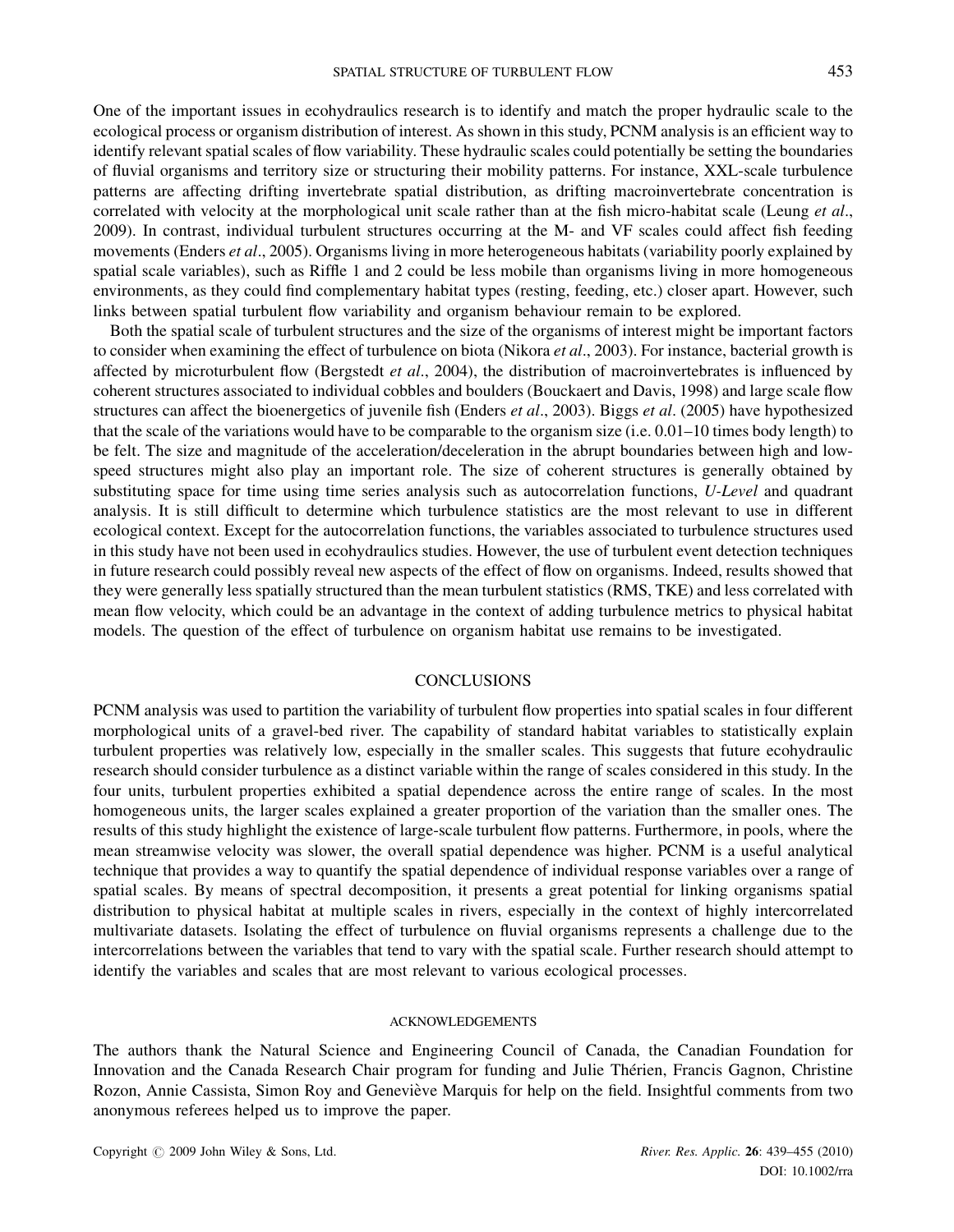One of the important issues in ecohydraulics research is to identify and match the proper hydraulic scale to the ecological process or organism distribution of interest. As shown in this study, PCNM analysis is an efficient way to identify relevant spatial scales of flow variability. These hydraulic scales could potentially be setting the boundaries of fluvial organisms and territory size or structuring their mobility patterns. For instance, XXL-scale turbulence patterns are affecting drifting invertebrate spatial distribution, as drifting macroinvertebrate concentration is correlated with velocity at the morphological unit scale rather than at the fish micro-habitat scale (Leung *et al*., 2009). In contrast, individual turbulent structures occurring at the M- and VF scales could affect fish feeding movements (Enders *et al*., 2005). Organisms living in more heterogeneous habitats (variability poorly explained by spatial scale variables), such as Riffle 1 and 2 could be less mobile than organisms living in more homogeneous environments, as they could find complementary habitat types (resting, feeding, etc.) closer apart. However, such links between spatial turbulent flow variability and organism behaviour remain to be explored.

Both the spatial scale of turbulent structures and the size of the organisms of interest might be important factors to consider when examining the effect of turbulence on biota (Nikora *et al*., 2003). For instance, bacterial growth is affected by microturbulent flow (Bergstedt *et al*., 2004), the distribution of macroinvertebrates is influenced by coherent structures associated to individual cobbles and boulders (Bouckaert and Davis, 1998) and large scale flow structures can affect the bioenergetics of juvenile fish (Enders *et al*., 2003). Biggs *et al*. (2005) have hypothesized that the scale of the variations would have to be comparable to the organism size (i.e. 0.01–10 times body length) to be felt. The size and magnitude of the acceleration/deceleration in the abrupt boundaries between high and low-speed structures might also play an important role. The size of coherent structures is generally obtained by substituting space for time using time series analysis such as autocorrelation functions, *U-Level* and quadrant analysis. It is still difficult to determine which turbulence statistics are the most relevant to use in different ecological context. Except for the autocorrelation functions, the variables associated to turbulence structures used in this study have not been used in ecohydraulics studies. However, the use of turbulent event detection techniques in future research could possibly reveal new aspects of the effect of flow on organisms. Indeed, results showed that they were generally less spatially structured than the mean turbulent statistics (RMS, TKE) and less correlated with mean flow velocity, which could be an advantage in the context of adding turbulence metrics to physical habitat models. The question of the effect of turbulence on organism habitat use remains to be investigated.

## CONCLUSIONS

PCNM analysis was used to partition the variability of turbulent flow properties into spatial scales in four different morphological units of a gravel-bed river. The capability of standard habitat variables to statistically explain turbulent properties was relatively low, especially in the smaller scales. This suggests that future ecohydraulic research should consider turbulence as a distinct variable within the range of scales considered in this study. In the four units, turbulent properties exhibited a spatial dependence across the entire range of scales. In the most homogeneous units, the larger scales explained a greater proportion of the variation than the smaller ones. The results of this study highlight the existence of large-scale turbulent flow patterns. Furthermore, in pools, where the mean streamwise velocity was slower, the overall spatial dependence was higher. PCNM is a useful analytical technique that provides a way to quantify the spatial dependence of individual response variables over a range of spatial scales. By means of spectral decomposition, it presents a great potential for linking organisms spatial distribution to physical habitat at multiple scales in rivers, especially in the context of highly intercorrelated multivariate datasets. Isolating the effect of turbulence on fluvial organisms represents a challenge due to the intercorrelations between the variables that tend to vary with the spatial scale. Further research should attempt to identify the variables and scales that are most relevant to various ecological processes.

### ACKNOWLEDGEMENTS

The authors thank the Natural Science and Engineering Council of Canada, the Canadian Foundation for Innovation and the Canada Research Chair program for funding and Julie Thérien, Francis Gagnon, Christine Rozon, Annie Cassista, Simon Roy and Geneviève Marquis for help on the field. Insightful comments from two anonymous referees helped us to improve the paper.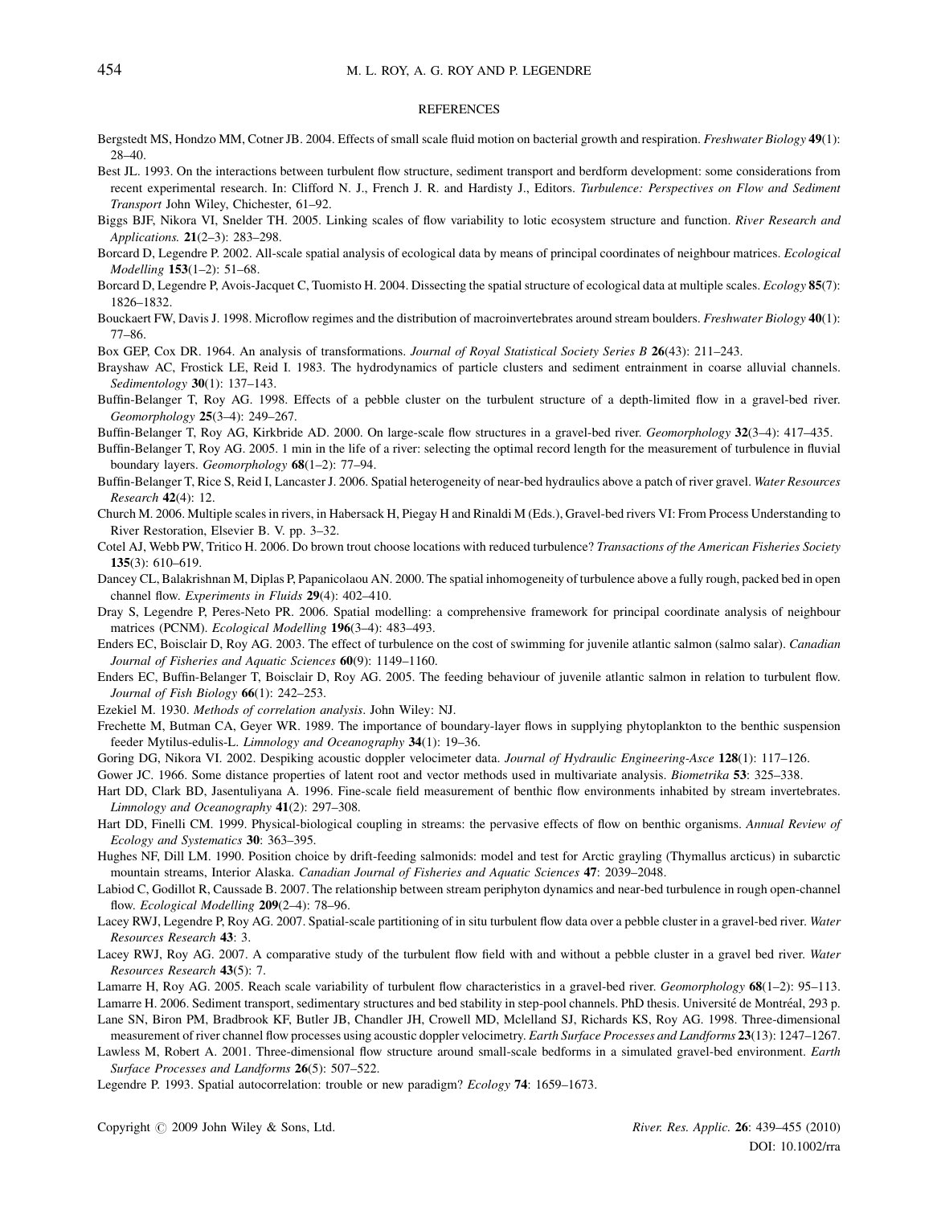## REFERENCES

Bergstedt MS, Hondzo MM, Cotner JB. 2004. Effects of small scale fluid motion on bacterial growth and respiration. *Freshwater Biology* **49**(1): 28–40.

Best JL. 1993. On the interactions between turbulent flow structure, sediment transport and berdform development: some considerations from recent experimental research. In: Clifford N. J., French J. R. and Hardisty J., Editors. *Turbulence: Perspectives on Flow and Sediment Transport* John Wiley, Chichester, 61–92.

Biggs BJF, Nikora VI, Snelder TH. 2005. Linking scales of flow variability to lotic ecosystem structure and function. *River Research and Applications.* **21**(2–3): 283–298.

Borcard D, Legendre P. 2002. All-scale spatial analysis of ecological data by means of principal coordinates of neighbour matrices. *Ecological Modelling* **153**(1–2): 51–68.

Borcard D, Legendre P, Avois-Jacquet C, Tuomisto H. 2004. Dissecting the spatial structure of ecological data at multiple scales. *Ecology* **85**(7): 1826–1832.

Bouckaert FW, Davis J. 1998. Microflow regimes and the distribution of macroinvertebrates around stream boulders. *Freshwater Biology* **40**(1): 77–86.

Box GEP, Cox DR. 1964. An analysis of transformations. *Journal of Royal Statistical Society Series B* **26**(43): 211–243.

Brayshaw AC, Frostick LE, Reid I. 1983. The hydrodynamics of particle clusters and sediment entrainment in coarse alluvial channels. *Sedimentology* **30**(1): 137–143.

Buffin-Belanger T, Roy AG. 1998. Effects of a pebble cluster on the turbulent structure of a depth-limited flow in a gravel-bed river. *Geomorphology* **25**(3–4): 249–267.

Buffin-Belanger T, Roy AG, Kirkbride AD. 2000. On large-scale flow structures in a gravel-bed river. *Geomorphology* **32**(3–4): 417–435.

Buffin-Belanger T, Roy AG. 2005. 1 min in the life of a river: selecting the optimal record length for the measurement of turbulence in fluvial boundary layers. *Geomorphology* **68**(1–2): 77–94.

Buffin-Belanger T, Rice S, Reid I, Lancaster J. 2006. Spatial heterogeneity of near-bed hydraulics above a patch of river gravel. *Water Resources Research* **42**(4): 12.

Church M. 2006. Multiple scales in rivers, in Habersack H, Piegay H and Rinaldi M (Eds.), Gravel-bed rivers VI: From Process Understanding to River Restoration, Elsevier B. V. pp. 3–32.

Cotel AJ, Webb PW, Tritico H. 2006. Do brown trout choose locations with reduced turbulence? *Transactions of the American Fisheries Society* **135**(3): 610–619.

Dancey CL, Balakrishnan M, Diplas P, Papanicolaou AN. 2000. The spatial inhomogeneity of turbulence above a fully rough, packed bed in open channel flow. *Experiments in Fluids* **29**(4): 402–410.

Dray S, Legendre P, Peres-Neto PR. 2006. Spatial modelling: a comprehensive framework for principal coordinate analysis of neighbour matrices (PCNM). *Ecological Modelling* **196**(3–4): 483–493.

Enders EC, Boisclair D, Roy AG. 2003. The effect of turbulence on the cost of swimming for juvenile atlantic salmon (salmo salar). *Canadian Journal of Fisheries and Aquatic Sciences* **60**(9): 1149–1160.

Enders EC, Buffin-Belanger T, Boisclair D, Roy AG. 2005. The feeding behaviour of juvenile atlantic salmon in relation to turbulent flow. *Journal of Fish Biology* **66**(1): 242–253.

Ezekiel M. 1930. *Methods of correlation analysis*. John Wiley: NJ.

Frechette M, Butman CA, Geyer WR. 1989. The importance of boundary-layer flows in supplying phytoplankton to the benthic suspension feeder Mytilus-edulis-L. *Limnology and Oceanography* **34**(1): 19–36.

Goring DG, Nikora VI. 2002. Despiking acoustic doppler velocimeter data. *Journal of Hydraulic Engineering-Asce* **128**(1): 117–126.

Gower JC. 1966. Some distance properties of latent root and vector methods used in multivariate analysis. *Biometrika* **53**: 325–338.

Hart DD, Clark BD, Jasentuliyana A. 1996. Fine-scale field measurement of benthic flow environments inhabited by stream invertebrates. *Limnology and Oceanography* **41**(2): 297–308.

Hart DD, Finelli CM. 1999. Physical-biological coupling in streams: the pervasive effects of flow on benthic organisms. *Annual Review of Ecology and Systematics* **30**: 363–395.

Hughes NF, Dill LM. 1990. Position choice by drift-feeding salmonids: model and test for Arctic grayling (Thymallus arcticus) in subarctic mountain streams, Interior Alaska. *Canadian Journal of Fisheries and Aquatic Sciences* **47**: 2039–2048.

Labiod C, Godillot R, Caussade B. 2007. The relationship between stream periphyton dynamics and near-bed turbulence in rough open-channel flow. *Ecological Modelling* **209**(2–4): 78–96.

Lacey RWJ, Legendre P, Roy AG. 2007. Spatial-scale partitioning of in situ turbulent flow data over a pebble cluster in a gravel-bed river. *Water Resources Research* **43**: 3.

Lacey RWJ, Roy AG. 2007. A comparative study of the turbulent flow field with and without a pebble cluster in a gravel bed river. *Water Resources Research* **43**(5): 7.

Lamarre H, Roy AG. 2005. Reach scale variability of turbulent flow characteristics in a gravel-bed river. *Geomorphology* **68**(1–2): 95–113.

Lamarre H. 2006. Sediment transport, sedimentary structures and bed stability in step-pool channels. PhD thesis. Université de Montréal, 293 p.

Lane SN, Biron PM, Bradbrook KF, Butler JB, Chandler JH, Crowell MD, Mclelland SJ, Richards KS, Roy AG. 1998. Three-dimensional measurement of river channel flow processes using acoustic doppler velocimetry. *Earth Surface Processes and Landforms* **23**(13): 1247–1267.

Lawless M, Robert A. 2001. Three-dimensional flow structure around small-scale bedforms in a simulated gravel-bed environment. *Earth Surface Processes and Landforms* **26**(5): 507–522.

Legendre P. 1993. Spatial autocorrelation: trouble or new paradigm? *Ecology* **74**: 1659–1673.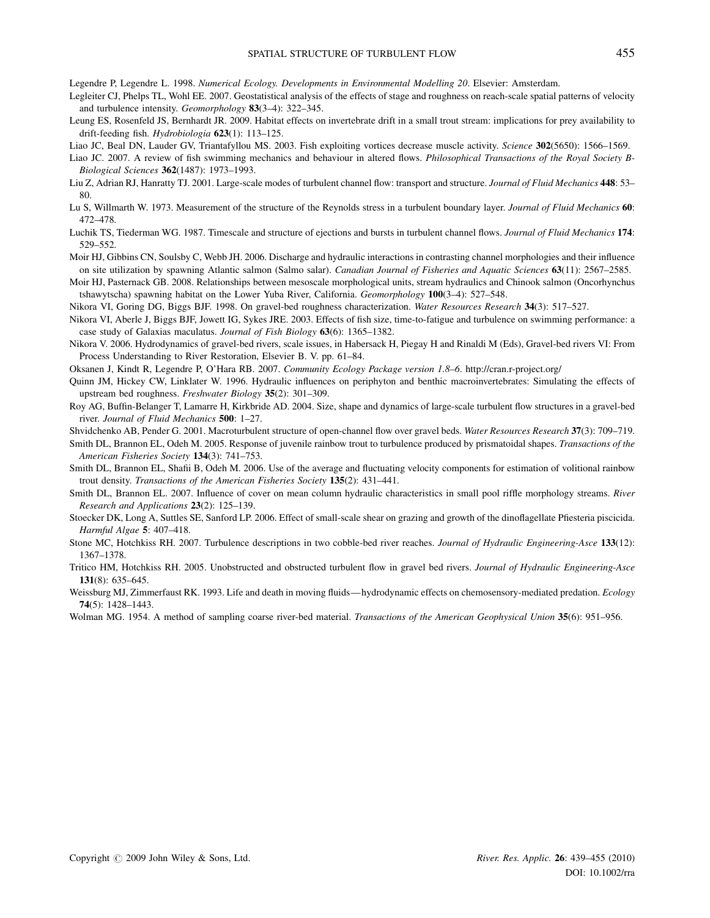Legendre P, Legendre L. 1998. *Numerical Ecology. Developments in Environmental Modelling 20*. Elsevier: Amsterdam.

Legleiter CJ, Phelps TL, Wohl EE. 2007. Geostatistical analysis of the effects of stage and roughness on reach-scale spatial patterns of velocity and turbulence intensity. *Geomorphology* **83**(3–4): 322–345.

Leung ES, Rosenfeld JS, Bernhardt JR. 2009. Habitat effects on invertebrate drift in a small trout stream: implications for prey availability to drift-feeding fish. *Hydrobiologia* **623**(1): 113–125.

Liao JC, Beal DN, Lauder GV, Triantafyllou MS. 2003. Fish exploiting vortices decrease muscle activity. *Science* **302**(5650): 1566–1569.

Liao JC. 2007. A review of fish swimming mechanics and behaviour in altered flows. *Philosophical Transactions of the Royal Society B-Biological Sciences* **362**(1487): 1973–1993.

Liu Z, Adrian RJ, Hanratty TJ. 2001. Large-scale modes of turbulent channel flow: transport and structure. *Journal of Fluid Mechanics* **448**: 53–80.

Lu S, Willmarth W. 1973. Measurement of the structure of the Reynolds stress in a turbulent boundary layer. *Journal of Fluid Mechanics* **60**: 472–478.

Luchik TS, Tiederman WG. 1987. Timescale and structure of ejections and bursts in turbulent channel flows. *Journal of Fluid Mechanics* **174**: 529–552.

Moir HJ, Gibbins CN, Soulsby C, Webb JH. 2006. Discharge and hydraulic interactions in contrasting channel morphologies and their influence on site utilization by spawning Atlantic salmon (Salmo salar). *Canadian Journal of Fisheries and Aquatic Sciences* **63**(11): 2567–2585.

Moir HJ, Pasternack GB. 2008. Relationships between mesoscale morphological units, stream hydraulics and Chinook salmon (Oncorhynchus tshawytscha) spawning habitat on the Lower Yuba River, California. *Geomorphology* **100**(3–4): 527–548.

Nikora VI, Goring DG, Biggs BJF. 1998. On gravel-bed roughness characterization. *Water Resources Research* **34**(3): 517–527.

Nikora VI, Aberle J, Biggs BJF, Jowett IG, Sykes JRE. 2003. Effects of fish size, time-to-fatigue and turbulence on swimming performance: a case study of Galaxias maculatus. *Journal of Fish Biology* **63**(6): 1365–1382.

Nikora V. 2006. Hydrodynamics of gravel-bed rivers, scale issues, in Habersack H, Piegay H and Rinaldi M (Eds), Gravel-bed rivers VI: From Process Understanding to River Restoration, Elsevier B. V. pp. 61–84.

Oksanen J, Kindt R, Legendre P, O'Hara RB. 2007. *Community Ecology Package version 1.8–6*. http://cran.r-project.org/

Quinn JM, Hickey CW, Linklater W. 1996. Hydraulic influences on periphyton and benthic macroinvertebrates: Simulating the effects of upstream bed roughness. *Freshwater Biology* **35**(2): 301–309.

Roy AG, Buffin-Belanger T, Lamarre H, Kirkbride AD. 2004. Size, shape and dynamics of large-scale turbulent flow structures in a gravel-bed river. *Journal of Fluid Mechanics* **500**: 1–27.

Shvidchenko AB, Pender G. 2001. Macroturbulent structure of open-channel flow over gravel beds. *Water Resources Research* **37**(3): 709–719.

Smith DL, Brannon EL, Odeh M. 2005. Response of juvenile rainbow trout to turbulence produced by prismatoidal shapes. *Transactions of the American Fisheries Society* **134**(3): 741–753.

Smith DL, Brannon EL, Shafii B, Odeh M. 2006. Use of the average and fluctuating velocity components for estimation of volitional rainbow trout density. *Transactions of the American Fisheries Society* **135**(2): 431–441.

Smith DL, Brannon EL. 2007. Influence of cover on mean column hydraulic characteristics in small pool riffle morphology streams. *River Research and Applications* **23**(2): 125–139.

Stoecker DK, Long A, Suttles SE, Sanford LP. 2006. Effect of small-scale shear on grazing and growth of the dinoflagellate Pfiesteria piscicida. *Harmful Algae* **5**: 407–418.

Stone MC, Hotchkiss RH. 2007. Turbulence descriptions in two cobble-bed river reaches. *Journal of Hydraulic Engineering-Asce* **133**(12): 1367–1378.

Tritico HM, Hotchkiss RH. 2005. Unobstructed and obstructed turbulent flow in gravel bed rivers. *Journal of Hydraulic Engineering-Asce* **131**(8): 635–645.

Weissburg MJ, Zimmerfaust RK. 1993. Life and death in moving fluids—hydrodynamic effects on chemosensory-mediated predation. *Ecology* **74**(5): 1428–1443.

Wolman MG. 1954. A method of sampling coarse river-bed material. *Transactions of the American Geophysical Union* **35**(6): 951–956.